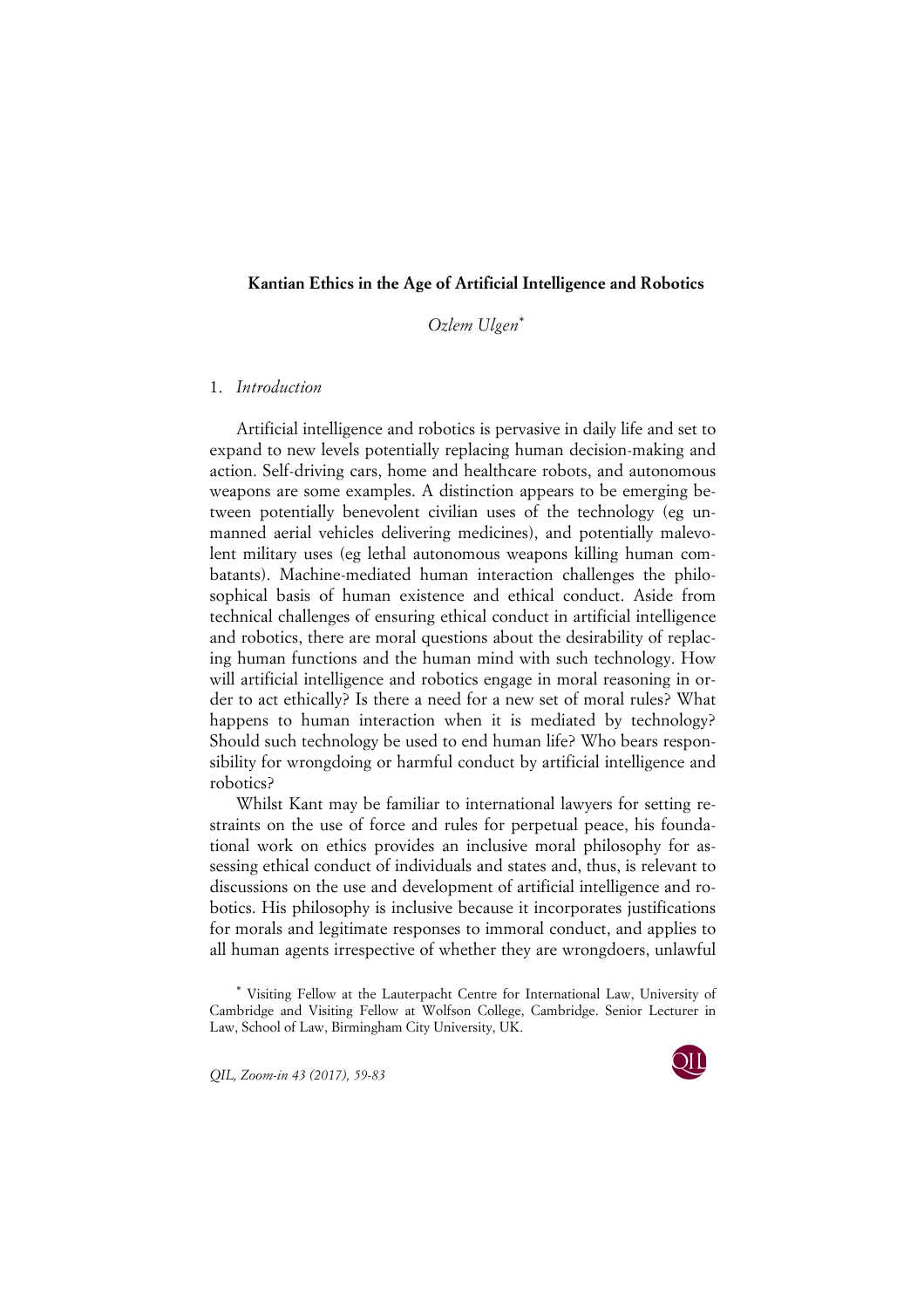# Kantian Ethics in the Age of Artificial Intelligence and Robotics

*Ozlem Ulgen*[*]

## 1. *Introduction*

Artificial intelligence and robotics is pervasive in daily life and set to expand to new levels potentially replacing human decision-making and action. Self-driving cars, home and healthcare robots, and autonomous weapons are some examples. A distinction appears to be emerging between potentially benevolent civilian uses of the technology (eg unmanned aerial vehicles delivering medicines), and potentially malevolent military uses (eg lethal autonomous weapons killing human combatants). Machine-mediated human interaction challenges the philosophical basis of human existence and ethical conduct. Aside from technical challenges of ensuring ethical conduct in artificial intelligence and robotics, there are moral questions about the desirability of replacing human functions and the human mind with such technology. How will artificial intelligence and robotics engage in moral reasoning in order to act ethically? Is there a need for a new set of moral rules? What happens to human interaction when it is mediated by technology? Should such technology be used to end human life? Who bears responsibility for wrongdoing or harmful conduct by artificial intelligence and robotics?

Whilst Kant may be familiar to international lawyers for setting restraints on the use of force and rules for perpetual peace, his foundational work on ethics provides an inclusive moral philosophy for assessing ethical conduct of individuals and states and, thus, is relevant to discussions on the use and development of artificial intelligence and robotics. His philosophy is inclusive because it incorporates justifications for morals and legitimate responses to immoral conduct, and applies to all human agents irrespective of whether they are wrongdoers, unlawful

[*] Visiting Fellow at the Lauterpacht Centre for International Law, University of Cambridge and Visiting Fellow at Wolfson College, Cambridge. Senior Lecturer in Law, School of Law, Birmingham City University, UK.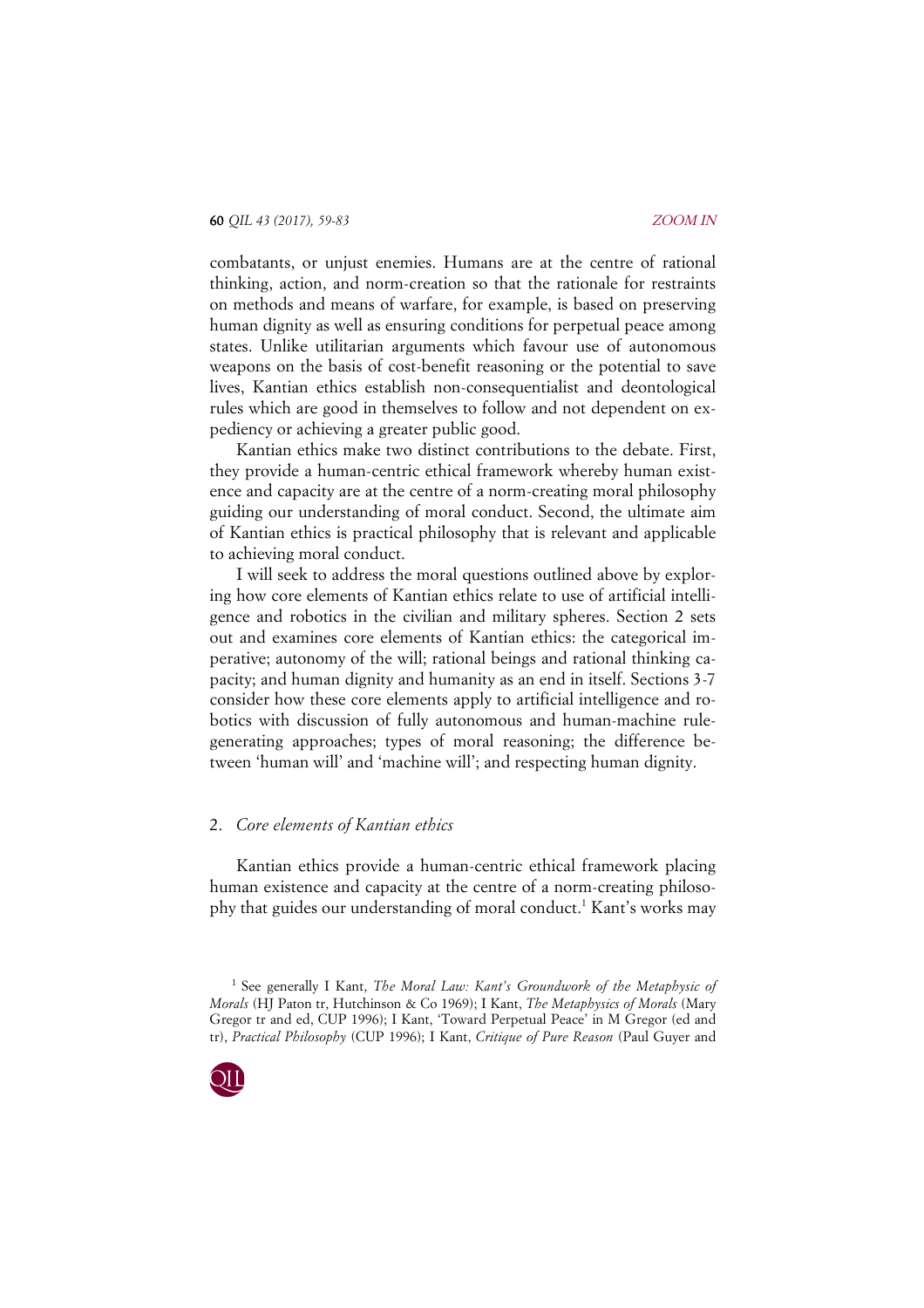combatants, or unjust enemies. Humans are at the centre of rational thinking, action, and norm-creation so that the rationale for restraints on methods and means of warfare, for example, is based on preserving human dignity as well as ensuring conditions for perpetual peace among states. Unlike utilitarian arguments which favour use of autonomous weapons on the basis of cost-benefit reasoning or the potential to save lives, Kantian ethics establish non-consequentialist and deontological rules which are good in themselves to follow and not dependent on expediency or achieving a greater public good.

Kantian ethics make two distinct contributions to the debate. First, they provide a human-centric ethical framework whereby human existence and capacity are at the centre of a norm-creating moral philosophy guiding our understanding of moral conduct. Second, the ultimate aim of Kantian ethics is practical philosophy that is relevant and applicable to achieving moral conduct.

I will seek to address the moral questions outlined above by exploring how core elements of Kantian ethics relate to use of artificial intelligence and robotics in the civilian and military spheres. Section 2 sets out and examines core elements of Kantian ethics: the categorical imperative; autonomy of the will; rational beings and rational thinking capacity; and human dignity and humanity as an end in itself. Sections 3-7 consider how these core elements apply to artificial intelligence and robotics with discussion of fully autonomous and human-machine rule-generating approaches; types of moral reasoning; the difference between 'human will' and 'machine will'; and respecting human dignity.

## 2. *Core elements of Kantian ethics*

Kantian ethics provide a human-centric ethical framework placing human existence and capacity at the centre of a norm-creating philosophy that guides our understanding of moral conduct.[1] Kant's works may

[1] See generally I Kant, *The Moral Law: Kant's Groundwork of the Metaphysic of Morals* (HJ Paton tr, Hutchinson & Co 1969); I Kant, *The Metaphysics of Morals* (Mary Gregor tr and ed, CUP 1996); I Kant, 'Toward Perpetual Peace' in M Gregor (ed and tr), *Practical Philosophy* (CUP 1996); I Kant, *Critique of Pure Reason* (Paul Guyer and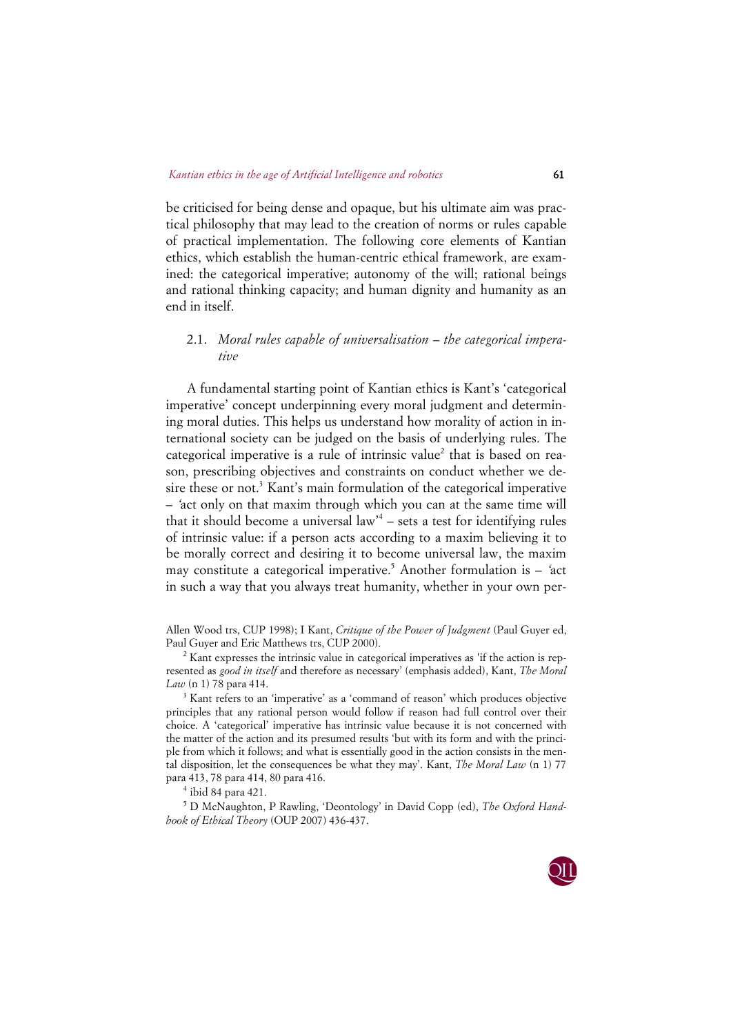be criticised for being dense and opaque, but his ultimate aim was practical philosophy that may lead to the creation of norms or rules capable of practical implementation. The following core elements of Kantian ethics, which establish the human-centric ethical framework, are examined: the categorical imperative; autonomy of the will; rational beings and rational thinking capacity; and human dignity and humanity as an end in itself.

### 2.1. *Moral rules capable of universalisation – the categorical imperative*

A fundamental starting point of Kantian ethics is Kant's 'categorical imperative' concept underpinning every moral judgment and determining moral duties. This helps us understand how morality of action in international society can be judged on the basis of underlying rules. The categorical imperative is a rule of intrinsic value[2] that is based on reason, prescribing objectives and constraints on conduct whether we desire these or not.[3] Kant's main formulation of the categorical imperative – 'act only on that maxim through which you can at the same time will that it should become a universal law'[4] – sets a test for identifying rules of intrinsic value: if a person acts according to a maxim believing it to be morally correct and desiring it to become universal law, the maxim may constitute a categorical imperative.[5] Another formulation is – 'act in such a way that you always treat humanity, whether in your own per-

---

Allen Wood trs, CUP 1998); I Kant, *Critique of the Power of Judgment* (Paul Guyer ed, Paul Guyer and Eric Matthews trs, CUP 2000).

[2] Kant expresses the intrinsic value in categorical imperatives as 'if the action is represented as *good in itself* and therefore as necessary' (emphasis added), Kant, *The Moral Law* (n 1) 78 para 414.

[3] Kant refers to an 'imperative' as a 'command of reason' which produces objective principles that any rational person would follow if reason had full control over their choice. A 'categorical' imperative has intrinsic value because it is not concerned with the matter of the action and its presumed results 'but with its form and with the principle from which it follows; and what is essentially good in the action consists in the mental disposition, let the consequences be what they may'. Kant, *The Moral Law* (n 1) 77 para 413, 78 para 414, 80 para 416.

[4] ibid 84 para 421.

[5] D McNaughton, P Rawling, 'Deontology' in David Copp (ed), *The Oxford Handbook of Ethical Theory* (OUP 2007) 436-437.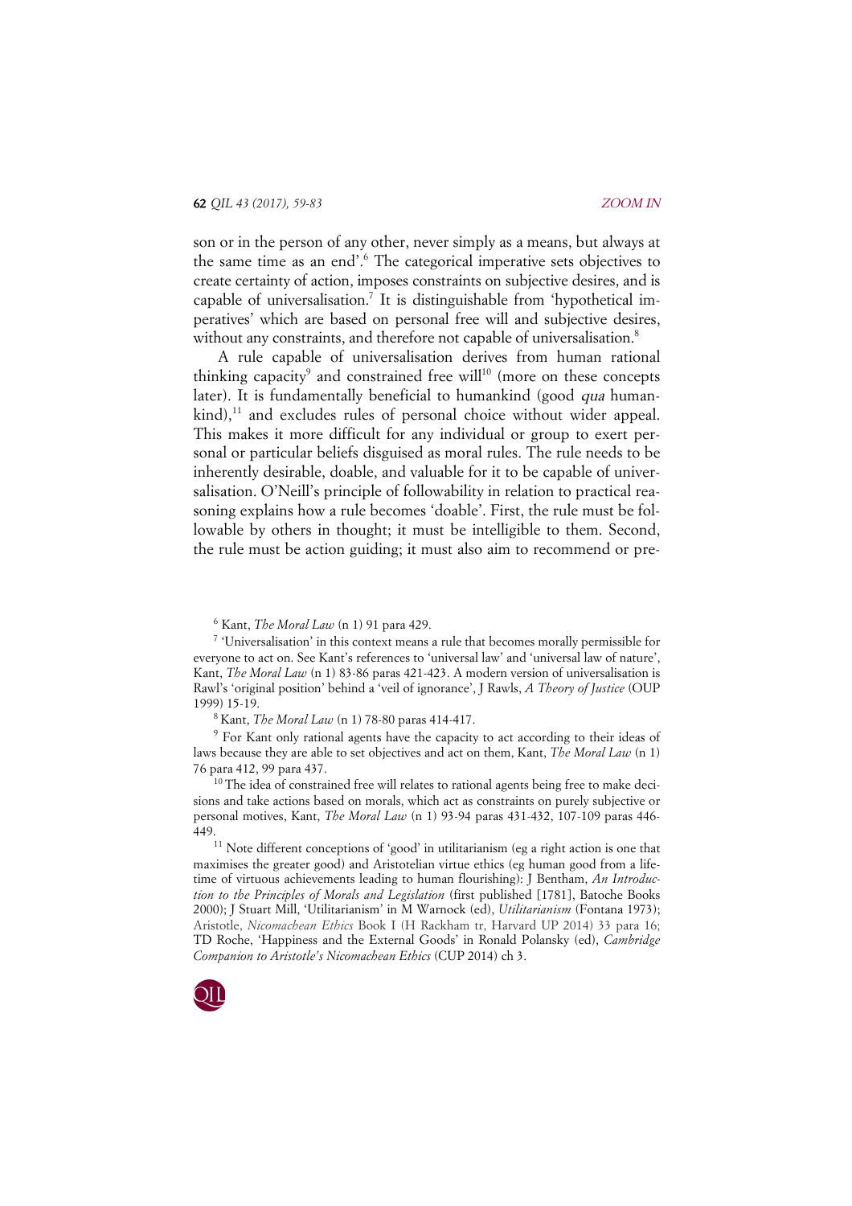son or in the person of any other, never simply as a means, but always at the same time as an end'.[6] The categorical imperative sets objectives to create certainty of action, imposes constraints on subjective desires, and is capable of universalisation.[7] It is distinguishable from 'hypothetical imperatives' which are based on personal free will and subjective desires, without any constraints, and therefore not capable of universalisation.[8]

A rule capable of universalisation derives from human rational thinking capacity[9] and constrained free will[10] (more on these concepts later). It is fundamentally beneficial to humankind (good *qua* humankind),[11] and excludes rules of personal choice without wider appeal. This makes it more difficult for any individual or group to exert personal or particular beliefs disguised as moral rules. The rule needs to be inherently desirable, doable, and valuable for it to be capable of universalisation. O'Neill's principle of followability in relation to practical reasoning explains how a rule becomes 'doable'. First, the rule must be followable by others in thought; it must be intelligible to them. Second, the rule must be action guiding; it must also aim to recommend or pre-

---

[6] Kant, *The Moral Law* (n 1) 91 para 429.

[7] 'Universalisation' in this context means a rule that becomes morally permissible for everyone to act on. See Kant's references to 'universal law' and 'universal law of nature', Kant, *The Moral Law* (n 1) 83-86 paras 421-423. A modern version of universalisation is Rawl's 'original position' behind a 'veil of ignorance', J Rawls, *A Theory of Justice* (OUP 1999) 15-19.

[8] Kant, *The Moral Law* (n 1) 78-80 paras 414-417.

[9] For Kant only rational agents have the capacity to act according to their ideas of laws because they are able to set objectives and act on them, Kant, *The Moral Law* (n 1) 76 para 412, 99 para 437.

[10] The idea of constrained free will relates to rational agents being free to make decisions and take actions based on morals, which act as constraints on purely subjective or personal motives, Kant, *The Moral Law* (n 1) 93-94 paras 431-432, 107-109 paras 446-449.

[11] Note different conceptions of 'good' in utilitarianism (eg a right action is one that maximises the greater good) and Aristotelian virtue ethics (eg human good from a lifetime of virtuous achievements leading to human flourishing): J Bentham, *An Introduction to the Principles of Morals and Legislation* (first published [1781], Batoche Books 2000); J Stuart Mill, 'Utilitarianism' in M Warnock (ed), *Utilitarianism* (Fontana 1973); Aristotle, *Nicomachean Ethics* Book I (H Rackham tr, Harvard UP 2014) 33 para 16; TD Roche, 'Happiness and the External Goods' in Ronald Polansky (ed), *Cambridge Companion to Aristotle's Nicomachean Ethics* (CUP 2014) ch 3.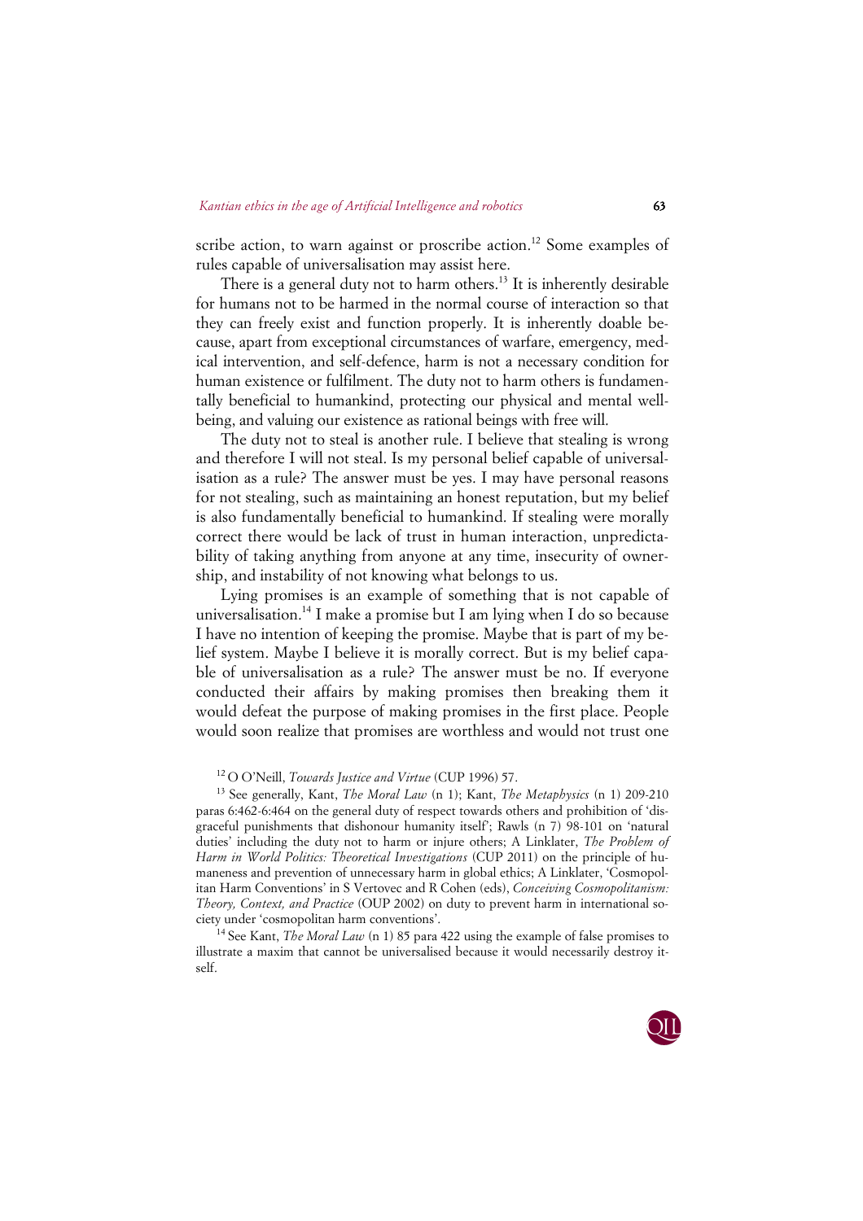scribe action, to warn against or proscribe action.[12] Some examples of rules capable of universalisation may assist here.

There is a general duty not to harm others.[13] It is inherently desirable for humans not to be harmed in the normal course of interaction so that they can freely exist and function properly. It is inherently doable because, apart from exceptional circumstances of warfare, emergency, medical intervention, and self-defence, harm is not a necessary condition for human existence or fulfilment. The duty not to harm others is fundamentally beneficial to humankind, protecting our physical and mental well-being, and valuing our existence as rational beings with free will.

The duty not to steal is another rule. I believe that stealing is wrong and therefore I will not steal. Is my personal belief capable of universalisation as a rule? The answer must be yes. I may have personal reasons for not stealing, such as maintaining an honest reputation, but my belief is also fundamentally beneficial to humankind. If stealing were morally correct there would be lack of trust in human interaction, unpredictability of taking anything from anyone at any time, insecurity of ownership, and instability of not knowing what belongs to us.

Lying promises is an example of something that is not capable of universalisation.[14] I make a promise but I am lying when I do so because I have no intention of keeping the promise. Maybe that is part of my belief system. Maybe I believe it is morally correct. But is my belief capable of universalisation as a rule? The answer must be no. If everyone conducted their affairs by making promises then breaking them it would defeat the purpose of making promises in the first place. People would soon realize that promises are worthless and would not trust one

[12] O O'Neill, *Towards Justice and Virtue* (CUP 1996) 57.

[13] See generally, Kant, *The Moral Law* (n 1); Kant, *The Metaphysics* (n 1) 209-210 paras 6:462-6:464 on the general duty of respect towards others and prohibition of 'disgraceful punishments that dishonour humanity itself'; Rawls (n 7) 98-101 on 'natural duties' including the duty not to harm or injure others; A Linklater, *The Problem of Harm in World Politics: Theoretical Investigations* (CUP 2011) on the principle of humaneness and prevention of unnecessary harm in global ethics; A Linklater, 'Cosmopolitan Harm Conventions' in S Vertovec and R Cohen (eds), *Conceiving Cosmopolitanism: Theory, Context, and Practice* (OUP 2002) on duty to prevent harm in international society under 'cosmopolitan harm conventions'.

[14] See Kant, *The Moral Law* (n 1) 85 para 422 using the example of false promises to illustrate a maxim that cannot be universalised because it would necessarily destroy itself.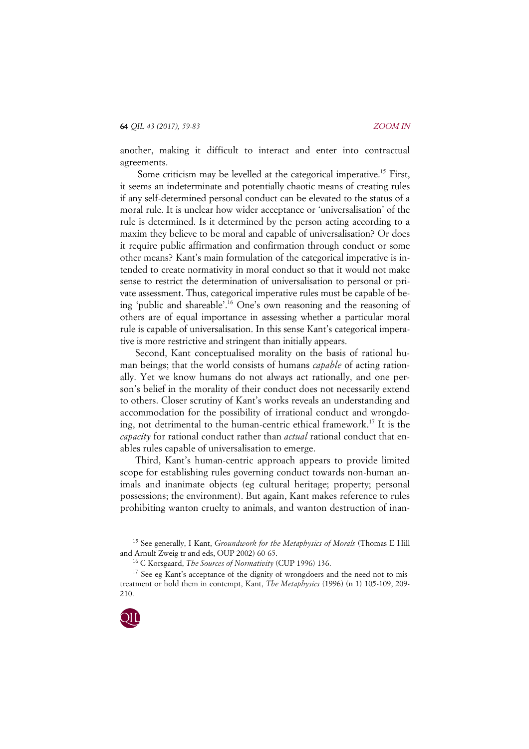another, making it difficult to interact and enter into contractual agreements.

Some criticism may be levelled at the categorical imperative.[15] First, it seems an indeterminate and potentially chaotic means of creating rules if any self-determined personal conduct can be elevated to the status of a moral rule. It is unclear how wider acceptance or 'universalisation' of the rule is determined. Is it determined by the person acting according to a maxim they believe to be moral and capable of universalisation? Or does it require public affirmation and confirmation through conduct or some other means? Kant's main formulation of the categorical imperative is intended to create normativity in moral conduct so that it would not make sense to restrict the determination of universalisation to personal or private assessment. Thus, categorical imperative rules must be capable of being 'public and shareable'.[16] One's own reasoning and the reasoning of others are of equal importance in assessing whether a particular moral rule is capable of universalisation. In this sense Kant's categorical imperative is more restrictive and stringent than initially appears.

Second, Kant conceptualised morality on the basis of rational human beings; that the world consists of humans *capable* of acting rationally. Yet we know humans do not always act rationally, and one person's belief in the morality of their conduct does not necessarily extend to others. Closer scrutiny of Kant's works reveals an understanding and accommodation for the possibility of irrational conduct and wrongdoing, not detrimental to the human-centric ethical framework.[17] It is the *capacity* for rational conduct rather than *actual* rational conduct that enables rules capable of universalisation to emerge.

Third, Kant's human-centric approach appears to provide limited scope for establishing rules governing conduct towards non-human animals and inanimate objects (eg cultural heritage; property; personal possessions; the environment). But again, Kant makes reference to rules prohibiting wanton cruelty to animals, and wanton destruction of inan-

[15] See generally, I Kant, *Groundwork for the Metaphysics of Morals* (Thomas E Hill and Arnulf Zweig tr and eds, OUP 2002) 60-65.

[16] C Korsgaard, *The Sources of Normativity* (CUP 1996) 136.

[17] See eg Kant's acceptance of the dignity of wrongdoers and the need not to mistreatment or hold them in contempt, Kant, *The Metaphysics* (1996) (n 1) 105-109, 209-210.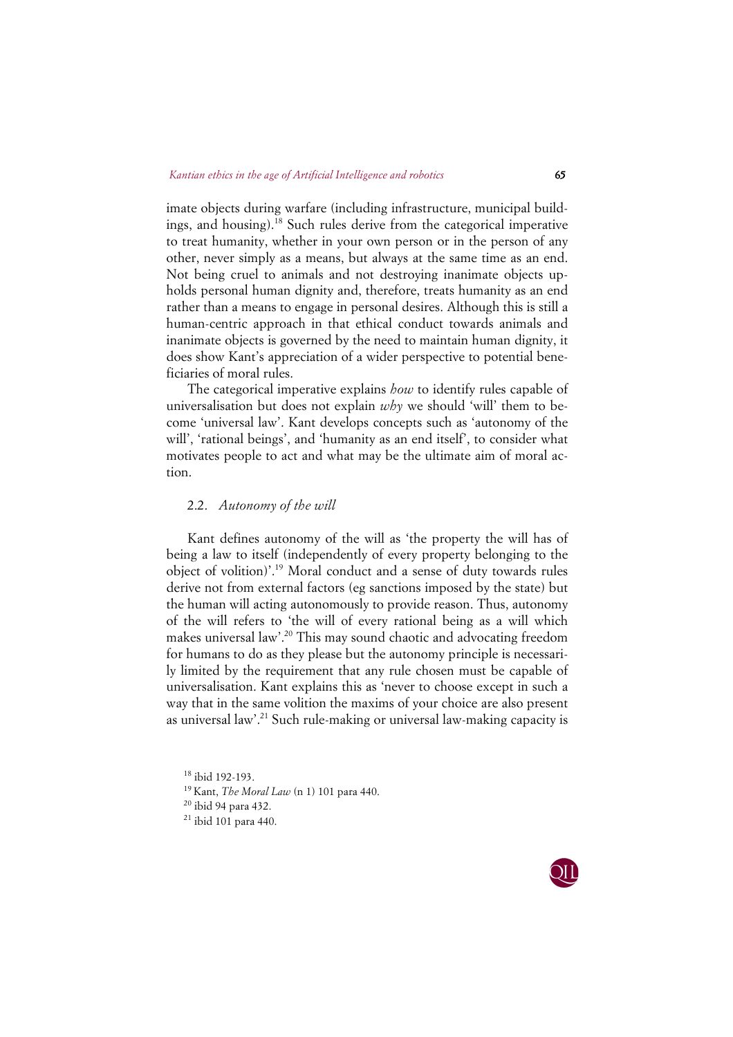imate objects during warfare (including infrastructure, municipal buildings, and housing).[18] Such rules derive from the categorical imperative to treat humanity, whether in your own person or in the person of any other, never simply as a means, but always at the same time as an end. Not being cruel to animals and not destroying inanimate objects upholds personal human dignity and, therefore, treats humanity as an end rather than a means to engage in personal desires. Although this is still a human-centric approach in that ethical conduct towards animals and inanimate objects is governed by the need to maintain human dignity, it does show Kant's appreciation of a wider perspective to potential beneficiaries of moral rules.

The categorical imperative explains *how* to identify rules capable of universalisation but does not explain *why* we should 'will' them to become 'universal law'. Kant develops concepts such as 'autonomy of the will', 'rational beings', and 'humanity as an end itself', to consider what motivates people to act and what may be the ultimate aim of moral action.

### 2.2. *Autonomy of the will*

Kant defines autonomy of the will as 'the property the will has of being a law to itself (independently of every property belonging to the object of volition)'.[19] Moral conduct and a sense of duty towards rules derive not from external factors (eg sanctions imposed by the state) but the human will acting autonomously to provide reason. Thus, autonomy of the will refers to 'the will of every rational being as a will which makes universal law'.[20] This may sound chaotic and advocating freedom for humans to do as they please but the autonomy principle is necessarily limited by the requirement that any rule chosen must be capable of universalisation. Kant explains this as 'never to choose except in such a way that in the same volition the maxims of your choice are also present as universal law'.[21] Such rule-making or universal law-making capacity is

[18] ibid 192-193.

[19] Kant, *The Moral Law* (n 1) 101 para 440.

[20] ibid 94 para 432.

[21] ibid 101 para 440.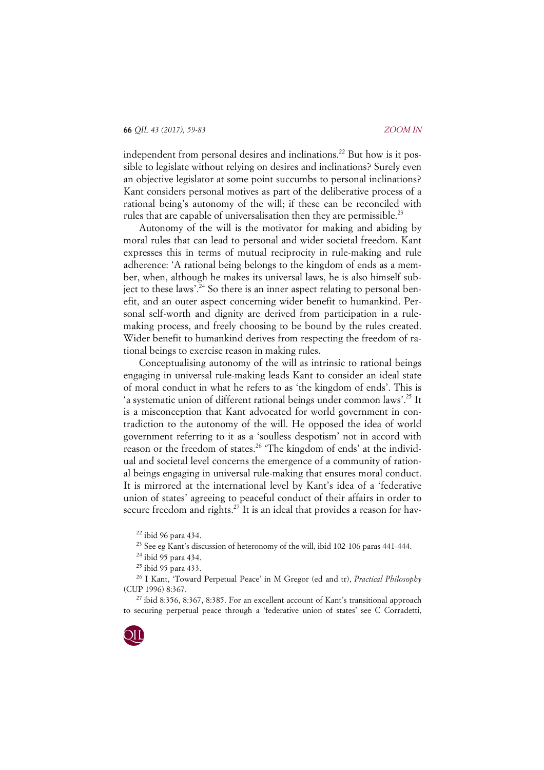independent from personal desires and inclinations.[22] But how is it possible to legislate without relying on desires and inclinations? Surely even an objective legislator at some point succumbs to personal inclinations? Kant considers personal motives as part of the deliberative process of a rational being's autonomy of the will; if these can be reconciled with rules that are capable of universalisation then they are permissible.[23]

Autonomy of the will is the motivator for making and abiding by moral rules that can lead to personal and wider societal freedom. Kant expresses this in terms of mutual reciprocity in rule-making and rule adherence: 'A rational being belongs to the kingdom of ends as a member, when, although he makes its universal laws, he is also himself subject to these laws'.[24] So there is an inner aspect relating to personal benefit, and an outer aspect concerning wider benefit to humankind. Personal self-worth and dignity are derived from participation in a rule-making process, and freely choosing to be bound by the rules created. Wider benefit to humankind derives from respecting the freedom of rational beings to exercise reason in making rules.

Conceptualising autonomy of the will as intrinsic to rational beings engaging in universal rule-making leads Kant to consider an ideal state of moral conduct in what he refers to as 'the kingdom of ends'. This is 'a systematic union of different rational beings under common laws'.[25] It is a misconception that Kant advocated for world government in contradiction to the autonomy of the will. He opposed the idea of world government referring to it as a 'soulless despotism' not in accord with reason or the freedom of states.[26] 'The kingdom of ends' at the individual and societal level concerns the emergence of a community of rational beings engaging in universal rule-making that ensures moral conduct. It is mirrored at the international level by Kant's idea of a 'federative union of states' agreeing to peaceful conduct of their affairs in order to secure freedom and rights.[27] It is an ideal that provides a reason for hav-

[22] ibid 96 para 434.

[23] See eg Kant's discussion of heteronomy of the will, ibid 102-106 paras 441-444.

[24] ibid 95 para 434.

[25] ibid 95 para 433.

[26] I Kant, 'Toward Perpetual Peace' in M Gregor (ed and tr), *Practical Philosophy* (CUP 1996) 8:367.

[27] ibid 8:356, 8:367, 8:385. For an excellent account of Kant's transitional approach to securing perpetual peace through a 'federative union of states' see C Corradetti,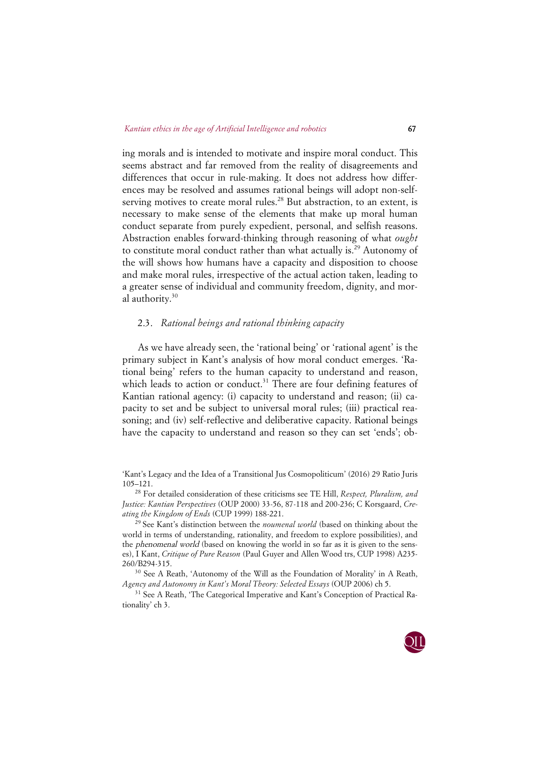ing morals and is intended to motivate and inspire moral conduct. This seems abstract and far removed from the reality of disagreements and differences that occur in rule-making. It does not address how differences may be resolved and assumes rational beings will adopt non-self-serving motives to create moral rules.[28] But abstraction, to an extent, is necessary to make sense of the elements that make up moral human conduct separate from purely expedient, personal, and selfish reasons. Abstraction enables forward-thinking through reasoning of what *ought* to constitute moral conduct rather than what actually is.[29] Autonomy of the will shows how humans have a capacity and disposition to choose and make moral rules, irrespective of the actual action taken, leading to a greater sense of individual and community freedom, dignity, and moral authority.[30]

### 2.3. *Rational beings and rational thinking capacity*

As we have already seen, the 'rational being' or 'rational agent' is the primary subject in Kant's analysis of how moral conduct emerges. 'Rational being' refers to the human capacity to understand and reason, which leads to action or conduct.[31] There are four defining features of Kantian rational agency: (i) capacity to understand and reason; (ii) capacity to set and be subject to universal moral rules; (iii) practical reasoning; and (iv) self-reflective and deliberative capacity. Rational beings have the capacity to understand and reason so they can set 'ends'; ob-

---

'Kant's Legacy and the Idea of a Transitional Jus Cosmopoliticum' (2016) 29 Ratio Juris 105–121.

[28] For detailed consideration of these criticisms see TE Hill, *Respect, Pluralism, and Justice: Kantian Perspectives* (OUP 2000) 33-56, 87-118 and 200-236; C Korsgaard, *Creating the Kingdom of Ends* (CUP 1999) 188-221.

[29] See Kant's distinction between the *noumenal world* (based on thinking about the world in terms of understanding, rationality, and freedom to explore possibilities), and the *phenomenal world* (based on knowing the world in so far as it is given to the senses), I Kant, *Critique of Pure Reason* (Paul Guyer and Allen Wood trs, CUP 1998) A235-260/B294-315.

[30] See A Reath, 'Autonomy of the Will as the Foundation of Morality' in A Reath, *Agency and Autonomy in Kant's Moral Theory: Selected Essays* (OUP 2006) ch 5.

[31] See A Reath, 'The Categorical Imperative and Kant's Conception of Practical Rationality' ch 3.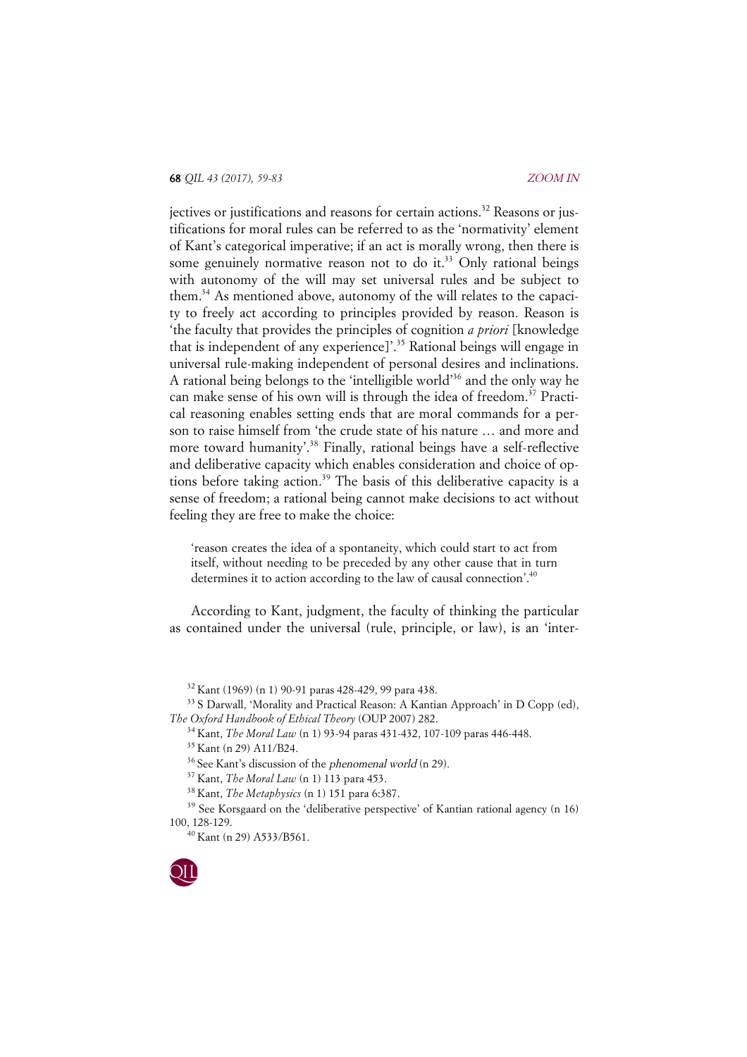jectives or justifications and reasons for certain actions.[32] Reasons or justifications for moral rules can be referred to as the 'normativity' element of Kant's categorical imperative; if an act is morally wrong, then there is some genuinely normative reason not to do it.[33] Only rational beings with autonomy of the will may set universal rules and be subject to them.[34] As mentioned above, autonomy of the will relates to the capacity to freely act according to principles provided by reason. Reason is 'the faculty that provides the principles of cognition *a priori* [knowledge that is independent of any experience]'.[35] Rational beings will engage in universal rule-making independent of personal desires and inclinations. A rational being belongs to the 'intelligible world'[36] and the only way he can make sense of his own will is through the idea of freedom.[37] Practical reasoning enables setting ends that are moral commands for a person to raise himself from 'the crude state of his nature … and more and more toward humanity'.[38] Finally, rational beings have a self-reflective and deliberative capacity which enables consideration and choice of options before taking action.[39] The basis of this deliberative capacity is a sense of freedom; a rational being cannot make decisions to act without feeling they are free to make the choice:

> 'reason creates the idea of a spontaneity, which could start to act from itself, without needing to be preceded by any other cause that in turn determines it to action according to the law of causal connection'.[40]

According to Kant, judgment, the faculty of thinking the particular as contained under the universal (rule, principle, or law), is an 'inter-

---

[32] Kant (1969) (n 1) 90-91 paras 428-429, 99 para 438.

[33] S Darwall, 'Morality and Practical Reason: A Kantian Approach' in D Copp (ed), *The Oxford Handbook of Ethical Theory* (OUP 2007) 282.

[34] Kant, *The Moral Law* (n 1) 93-94 paras 431-432, 107-109 paras 446-448.

[35] Kant (n 29) A11/B24.

[36] See Kant's discussion of the *phenomenal world* (n 29).

[37] Kant, *The Moral Law* (n 1) 113 para 453.

[38] Kant, *The Metaphysics* (n 1) 151 para 6:387.

[39] See Korsgaard on the 'deliberative perspective' of Kantian rational agency (n 16) 100, 128-129.

[40] Kant (n 29) A533/B561.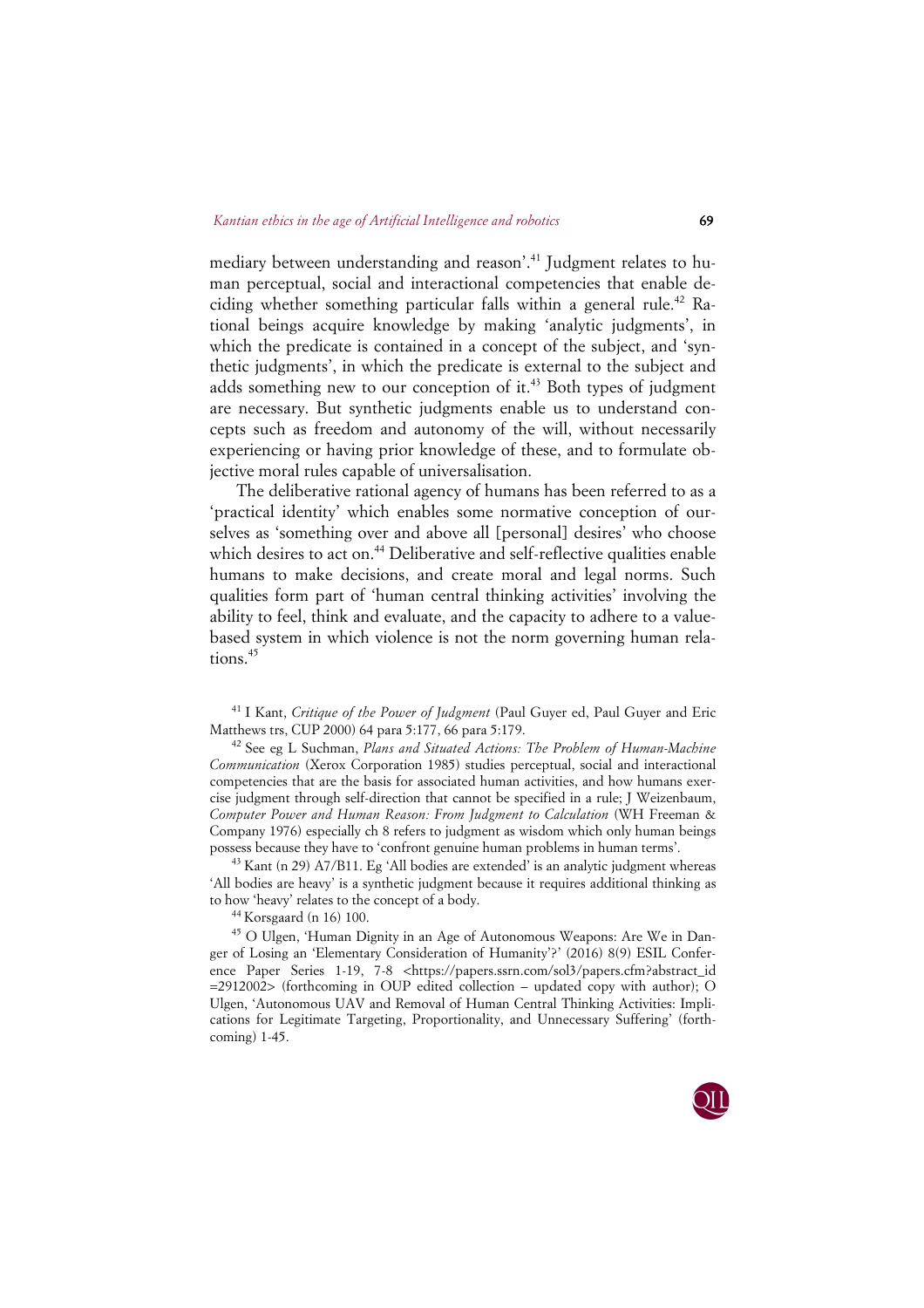mediary between understanding and reason'.[41] Judgment relates to human perceptual, social and interactional competencies that enable deciding whether something particular falls within a general rule.[42] Rational beings acquire knowledge by making 'analytic judgments', in which the predicate is contained in a concept of the subject, and 'synthetic judgments', in which the predicate is external to the subject and adds something new to our conception of it.[43] Both types of judgment are necessary. But synthetic judgments enable us to understand concepts such as freedom and autonomy of the will, without necessarily experiencing or having prior knowledge of these, and to formulate objective moral rules capable of universalisation.

The deliberative rational agency of humans has been referred to as a 'practical identity' which enables some normative conception of ourselves as 'something over and above all [personal] desires' who choose which desires to act on.[44] Deliberative and self-reflective qualities enable humans to make decisions, and create moral and legal norms. Such qualities form part of 'human central thinking activities' involving the ability to feel, think and evaluate, and the capacity to adhere to a value-based system in which violence is not the norm governing human relations.[45]

---

[41] I Kant, *Critique of the Power of Judgment* (Paul Guyer ed, Paul Guyer and Eric Matthews trs, CUP 2000) 64 para 5:177, 66 para 5:179.

[42] See eg L Suchman, *Plans and Situated Actions: The Problem of Human-Machine Communication* (Xerox Corporation 1985) studies perceptual, social and interactional competencies that are the basis for associated human activities, and how humans exercise judgment through self-direction that cannot be specified in a rule; J Weizenbaum, *Computer Power and Human Reason: From Judgment to Calculation* (WH Freeman & Company 1976) especially ch 8 refers to judgment as wisdom which only human beings possess because they have to 'confront genuine human problems in human terms'.

[43] Kant (n 29) A7/B11. Eg 'All bodies are extended' is an analytic judgment whereas 'All bodies are heavy' is a synthetic judgment because it requires additional thinking as to how 'heavy' relates to the concept of a body.

[44] Korsgaard (n 16) 100.

[45] O Ulgen, 'Human Dignity in an Age of Autonomous Weapons: Are We in Danger of Losing an 'Elementary Consideration of Humanity'?' (2016) 8(9) ESIL Conference Paper Series 1-19, 7-8 <https://papers.ssrn.com/sol3/papers.cfm?abstract_id=2912002> (forthcoming in OUP edited collection – updated copy with author); O Ulgen, 'Autonomous UAV and Removal of Human Central Thinking Activities: Implications for Legitimate Targeting, Proportionality, and Unnecessary Suffering' (forthcoming) 1-45.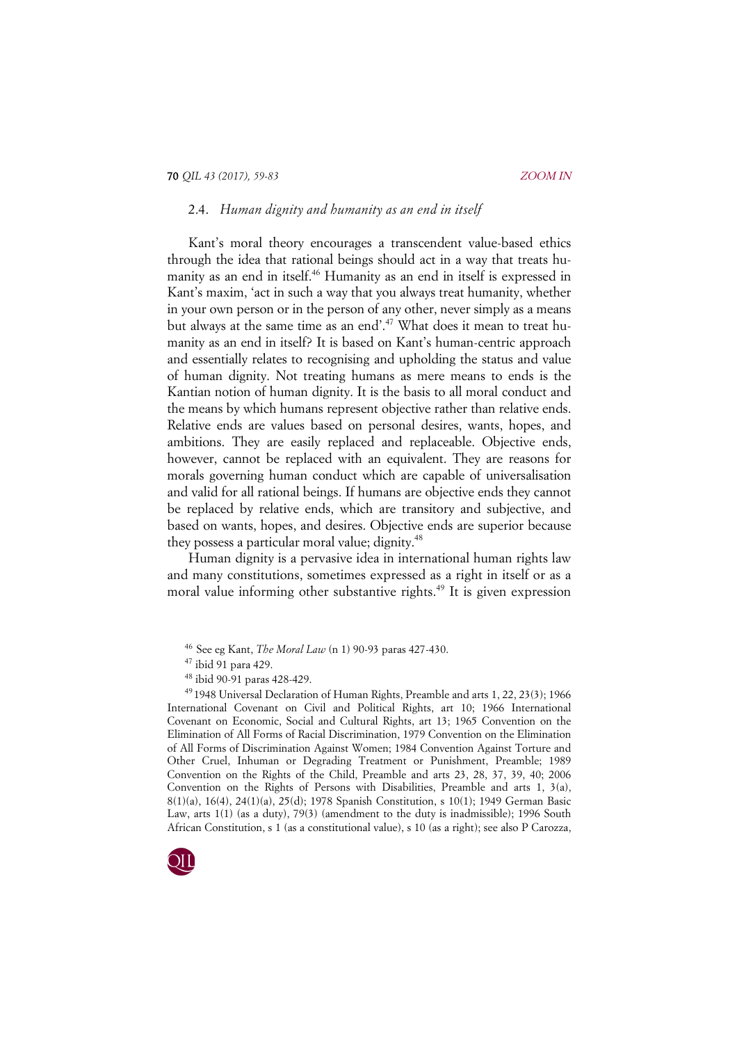### 2.4. *Human dignity and humanity as an end in itself*

Kant's moral theory encourages a transcendent value-based ethics through the idea that rational beings should act in a way that treats humanity as an end in itself.[46] Humanity as an end in itself is expressed in Kant's maxim, 'act in such a way that you always treat humanity, whether in your own person or in the person of any other, never simply as a means but always at the same time as an end'.[47] What does it mean to treat humanity as an end in itself? It is based on Kant's human-centric approach and essentially relates to recognising and upholding the status and value of human dignity. Not treating humans as mere means to ends is the Kantian notion of human dignity. It is the basis to all moral conduct and the means by which humans represent objective rather than relative ends. Relative ends are values based on personal desires, wants, hopes, and ambitions. They are easily replaced and replaceable. Objective ends, however, cannot be replaced with an equivalent. They are reasons for morals governing human conduct which are capable of universalisation and valid for all rational beings. If humans are objective ends they cannot be replaced by relative ends, which are transitory and subjective, and based on wants, hopes, and desires. Objective ends are superior because they possess a particular moral value; dignity.[48]

Human dignity is a pervasive idea in international human rights law and many constitutions, sometimes expressed as a right in itself or as a moral value informing other substantive rights.[49] It is given expression

---

[46] See eg Kant, *The Moral Law* (n 1) 90-93 paras 427-430.

[47] ibid 91 para 429.

[48] ibid 90-91 paras 428-429.

[49] 1948 Universal Declaration of Human Rights, Preamble and arts 1, 22, 23(3); 1966 International Covenant on Civil and Political Rights, art 10; 1966 International Covenant on Economic, Social and Cultural Rights, art 13; 1965 Convention on the Elimination of All Forms of Racial Discrimination, 1979 Convention on the Elimination of All Forms of Discrimination Against Women; 1984 Convention Against Torture and Other Cruel, Inhuman or Degrading Treatment or Punishment, Preamble; 1989 Convention on the Rights of the Child, Preamble and arts 23, 28, 37, 39, 40; 2006 Convention on the Rights of Persons with Disabilities, Preamble and arts 1, 3(a), 8(1)(a), 16(4), 24(1)(a), 25(d); 1978 Spanish Constitution, s 10(1); 1949 German Basic Law, arts 1(1) (as a duty), 79(3) (amendment to the duty is inadmissible); 1996 South African Constitution, s 1 (as a constitutional value), s 10 (as a right); see also P Carozza,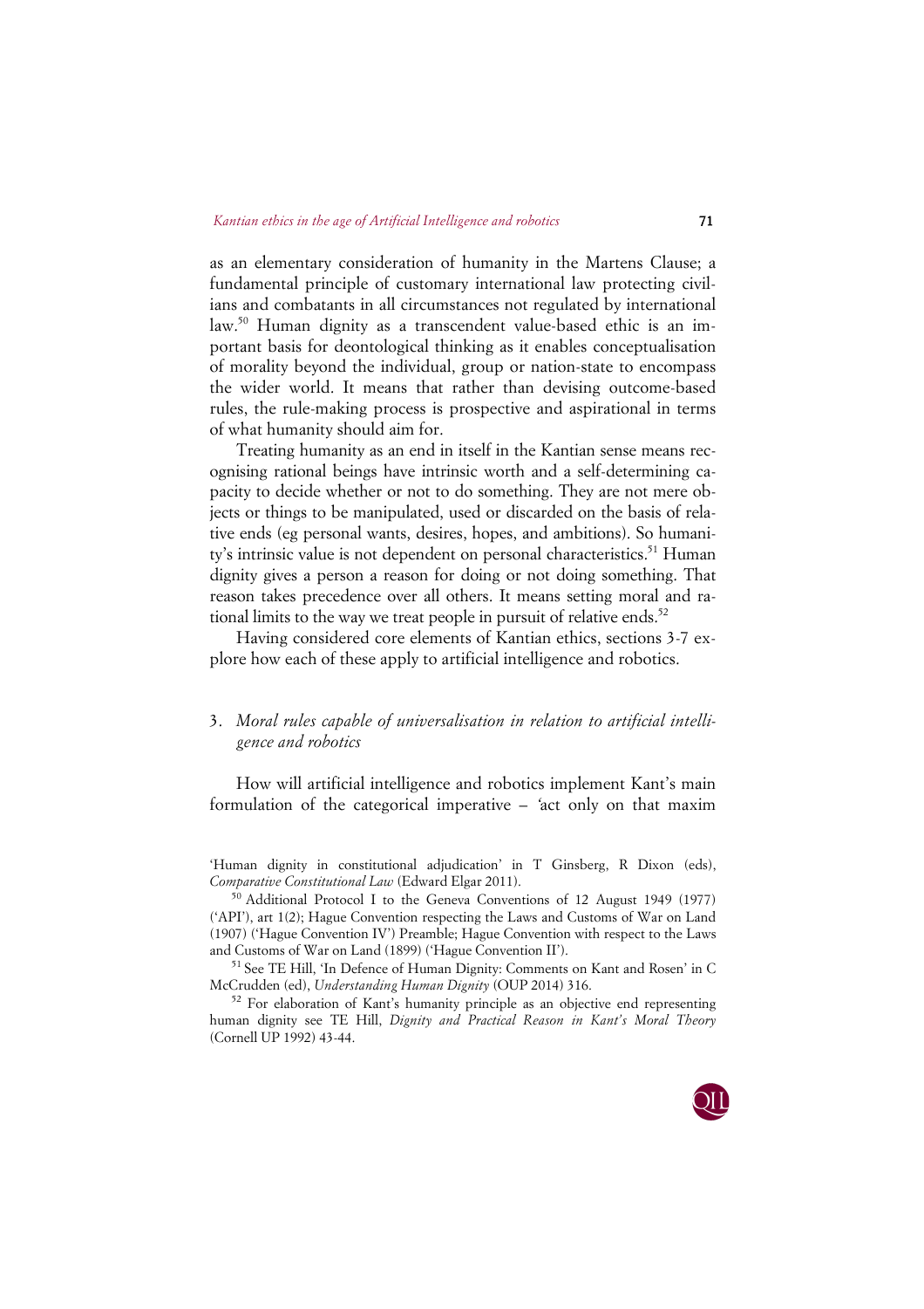as an elementary consideration of humanity in the Martens Clause; a fundamental principle of customary international law protecting civilians and combatants in all circumstances not regulated by international law.[50] Human dignity as a transcendent value-based ethic is an important basis for deontological thinking as it enables conceptualisation of morality beyond the individual, group or nation-state to encompass the wider world. It means that rather than devising outcome-based rules, the rule-making process is prospective and aspirational in terms of what humanity should aim for.

Treating humanity as an end in itself in the Kantian sense means recognising rational beings have intrinsic worth and a self-determining capacity to decide whether or not to do something. They are not mere objects or things to be manipulated, used or discarded on the basis of relative ends (eg personal wants, desires, hopes, and ambitions). So humanity's intrinsic value is not dependent on personal characteristics.[51] Human dignity gives a person a reason for doing or not doing something. That reason takes precedence over all others. It means setting moral and rational limits to the way we treat people in pursuit of relative ends.[52]

Having considered core elements of Kantian ethics, sections 3-7 explore how each of these apply to artificial intelligence and robotics.

## 3. *Moral rules capable of universalisation in relation to artificial intelligence and robotics*

How will artificial intelligence and robotics implement Kant's main formulation of the categorical imperative – 'act only on that maxim

'Human dignity in constitutional adjudication' in T Ginsberg, R Dixon (eds), *Comparative Constitutional Law* (Edward Elgar 2011).

[50] Additional Protocol I to the Geneva Conventions of 12 August 1949 (1977) ('API'), art 1(2); Hague Convention respecting the Laws and Customs of War on Land (1907) ('Hague Convention IV') Preamble; Hague Convention with respect to the Laws and Customs of War on Land (1899) ('Hague Convention II').

[51] See TE Hill, 'In Defence of Human Dignity: Comments on Kant and Rosen' in C McCrudden (ed), *Understanding Human Dignity* (OUP 2014) 316.

[52] For elaboration of Kant's humanity principle as an objective end representing human dignity see TE Hill, *Dignity and Practical Reason in Kant's Moral Theory* (Cornell UP 1992) 43-44.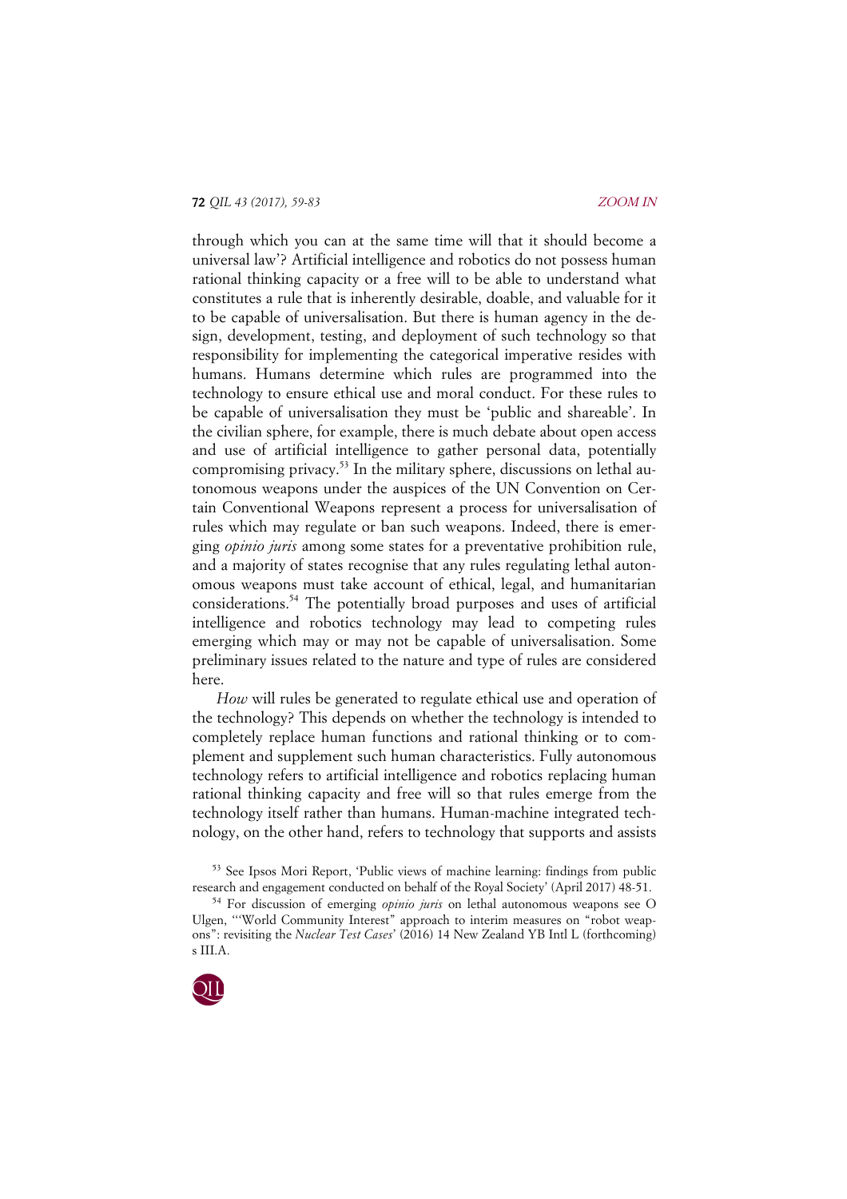through which you can at the same time will that it should become a universal law'? Artificial intelligence and robotics do not possess human rational thinking capacity or a free will to be able to understand what constitutes a rule that is inherently desirable, doable, and valuable for it to be capable of universalisation. But there is human agency in the design, development, testing, and deployment of such technology so that responsibility for implementing the categorical imperative resides with humans. Humans determine which rules are programmed into the technology to ensure ethical use and moral conduct. For these rules to be capable of universalisation they must be 'public and shareable'. In the civilian sphere, for example, there is much debate about open access and use of artificial intelligence to gather personal data, potentially compromising privacy.[53] In the military sphere, discussions on lethal autonomous weapons under the auspices of the UN Convention on Certain Conventional Weapons represent a process for universalisation of rules which may regulate or ban such weapons. Indeed, there is emerging *opinio juris* among some states for a preventative prohibition rule, and a majority of states recognise that any rules regulating lethal autonomous weapons must take account of ethical, legal, and humanitarian considerations.[54] The potentially broad purposes and uses of artificial intelligence and robotics technology may lead to competing rules emerging which may or may not be capable of universalisation. Some preliminary issues related to the nature and type of rules are considered here.

*How* will rules be generated to regulate ethical use and operation of the technology? This depends on whether the technology is intended to completely replace human functions and rational thinking or to complement and supplement such human characteristics. Fully autonomous technology refers to artificial intelligence and robotics replacing human rational thinking capacity and free will so that rules emerge from the technology itself rather than humans. Human-machine integrated technology, on the other hand, refers to technology that supports and assists

[53] See Ipsos Mori Report, 'Public views of machine learning: findings from public research and engagement conducted on behalf of the Royal Society' (April 2017) 48-51.

[54] For discussion of emerging *opinio juris* on lethal autonomous weapons see O Ulgen, '"World Community Interest" approach to interim measures on "robot weapons": revisiting the *Nuclear Test Cases*' (2016) 14 New Zealand YB Intl L (forthcoming) s III.A.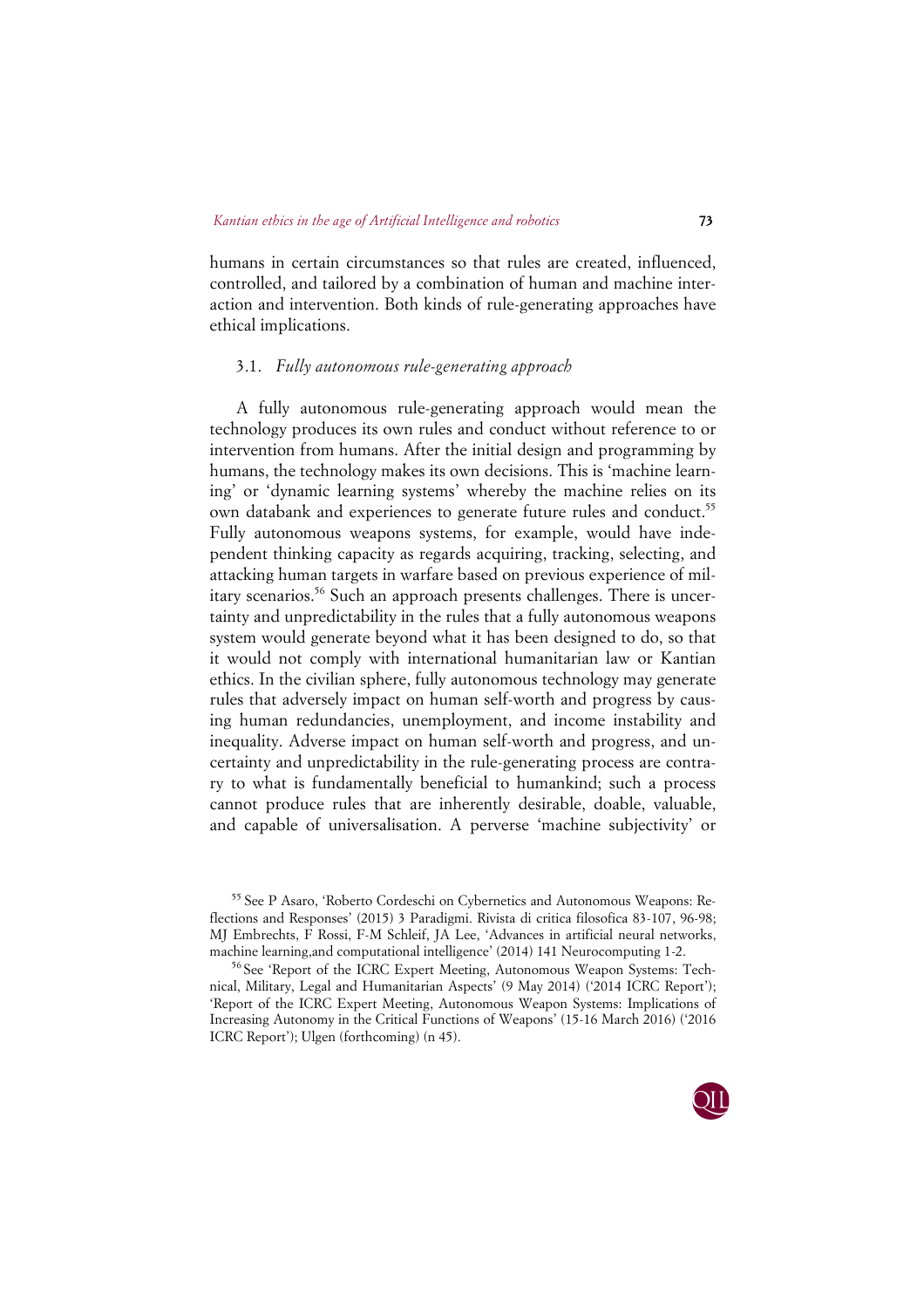humans in certain circumstances so that rules are created, influenced, controlled, and tailored by a combination of human and machine interaction and intervention. Both kinds of rule-generating approaches have ethical implications.

### 3.1. *Fully autonomous rule-generating approach*

A fully autonomous rule-generating approach would mean the technology produces its own rules and conduct without reference to or intervention from humans. After the initial design and programming by humans, the technology makes its own decisions. This is 'machine learning' or 'dynamic learning systems' whereby the machine relies on its own databank and experiences to generate future rules and conduct.[55] Fully autonomous weapons systems, for example, would have independent thinking capacity as regards acquiring, tracking, selecting, and attacking human targets in warfare based on previous experience of military scenarios.[56] Such an approach presents challenges. There is uncertainty and unpredictability in the rules that a fully autonomous weapons system would generate beyond what it has been designed to do, so that it would not comply with international humanitarian law or Kantian ethics. In the civilian sphere, fully autonomous technology may generate rules that adversely impact on human self-worth and progress by causing human redundancies, unemployment, and income instability and inequality. Adverse impact on human self-worth and progress, and uncertainty and unpredictability in the rule-generating process are contrary to what is fundamentally beneficial to humankind; such a process cannot produce rules that are inherently desirable, doable, valuable, and capable of universalisation. A perverse 'machine subjectivity' or

---

[55] See P Asaro, 'Roberto Cordeschi on Cybernetics and Autonomous Weapons: Reflections and Responses' (2015) 3 Paradigmi. Rivista di critica filosofica 83-107, 96-98; MJ Embrechts, F Rossi, F-M Schleif, JA Lee, 'Advances in artificial neural networks, machine learning,and computational intelligence' (2014) 141 Neurocomputing 1-2.

[56] See 'Report of the ICRC Expert Meeting, Autonomous Weapon Systems: Technical, Military, Legal and Humanitarian Aspects' (9 May 2014) ('2014 ICRC Report'); 'Report of the ICRC Expert Meeting, Autonomous Weapon Systems: Implications of Increasing Autonomy in the Critical Functions of Weapons' (15-16 March 2016) ('2016 ICRC Report'); Ulgen (forthcoming) (n 45).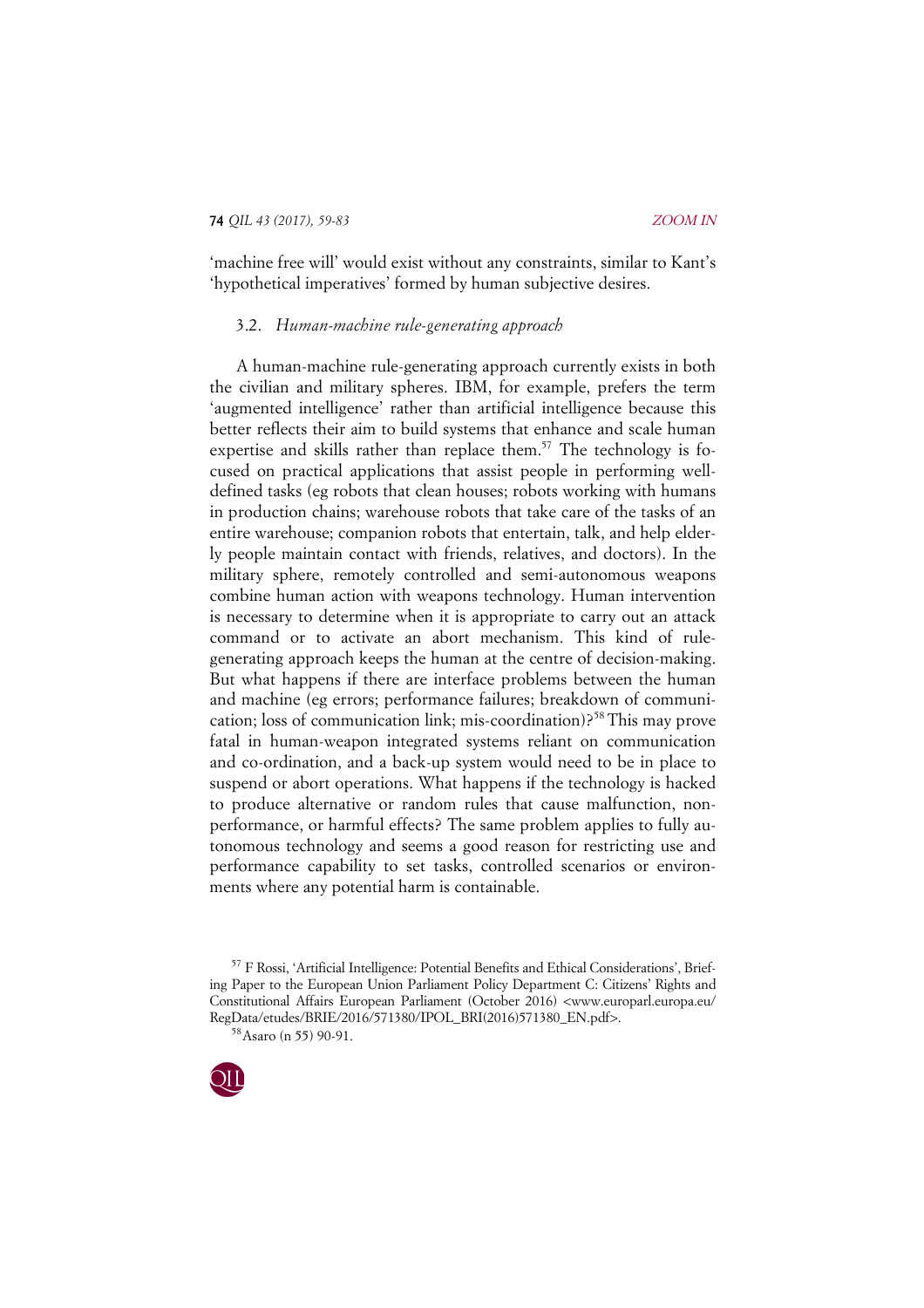'machine free will' would exist without any constraints, similar to Kant's 'hypothetical imperatives' formed by human subjective desires.

### 3.2. *Human-machine rule-generating approach*

A human-machine rule-generating approach currently exists in both the civilian and military spheres. IBM, for example, prefers the term 'augmented intelligence' rather than artificial intelligence because this better reflects their aim to build systems that enhance and scale human expertise and skills rather than replace them.[57] The technology is focused on practical applications that assist people in performing well-defined tasks (eg robots that clean houses; robots working with humans in production chains; warehouse robots that take care of the tasks of an entire warehouse; companion robots that entertain, talk, and help elderly people maintain contact with friends, relatives, and doctors). In the military sphere, remotely controlled and semi-autonomous weapons combine human action with weapons technology. Human intervention is necessary to determine when it is appropriate to carry out an attack command or to activate an abort mechanism. This kind of rule-generating approach keeps the human at the centre of decision-making. But what happens if there are interface problems between the human and machine (eg errors; performance failures; breakdown of communication; loss of communication link; mis-coordination)?[58] This may prove fatal in human-weapon integrated systems reliant on communication and co-ordination, and a back-up system would need to be in place to suspend or abort operations. What happens if the technology is hacked to produce alternative or random rules that cause malfunction, non-performance, or harmful effects? The same problem applies to fully autonomous technology and seems a good reason for restricting use and performance capability to set tasks, controlled scenarios or environments where any potential harm is containable.

[57] F Rossi, 'Artificial Intelligence: Potential Benefits and Ethical Considerations', Briefing Paper to the European Union Parliament Policy Department C: Citizens' Rights and Constitutional Affairs European Parliament (October 2016) <www.europarl.europa.eu/RegData/etudes/BRIE/2016/571380/IPOL_BRI(2016)571380_EN.pdf>.

[58] Asaro (n 55) 90-91.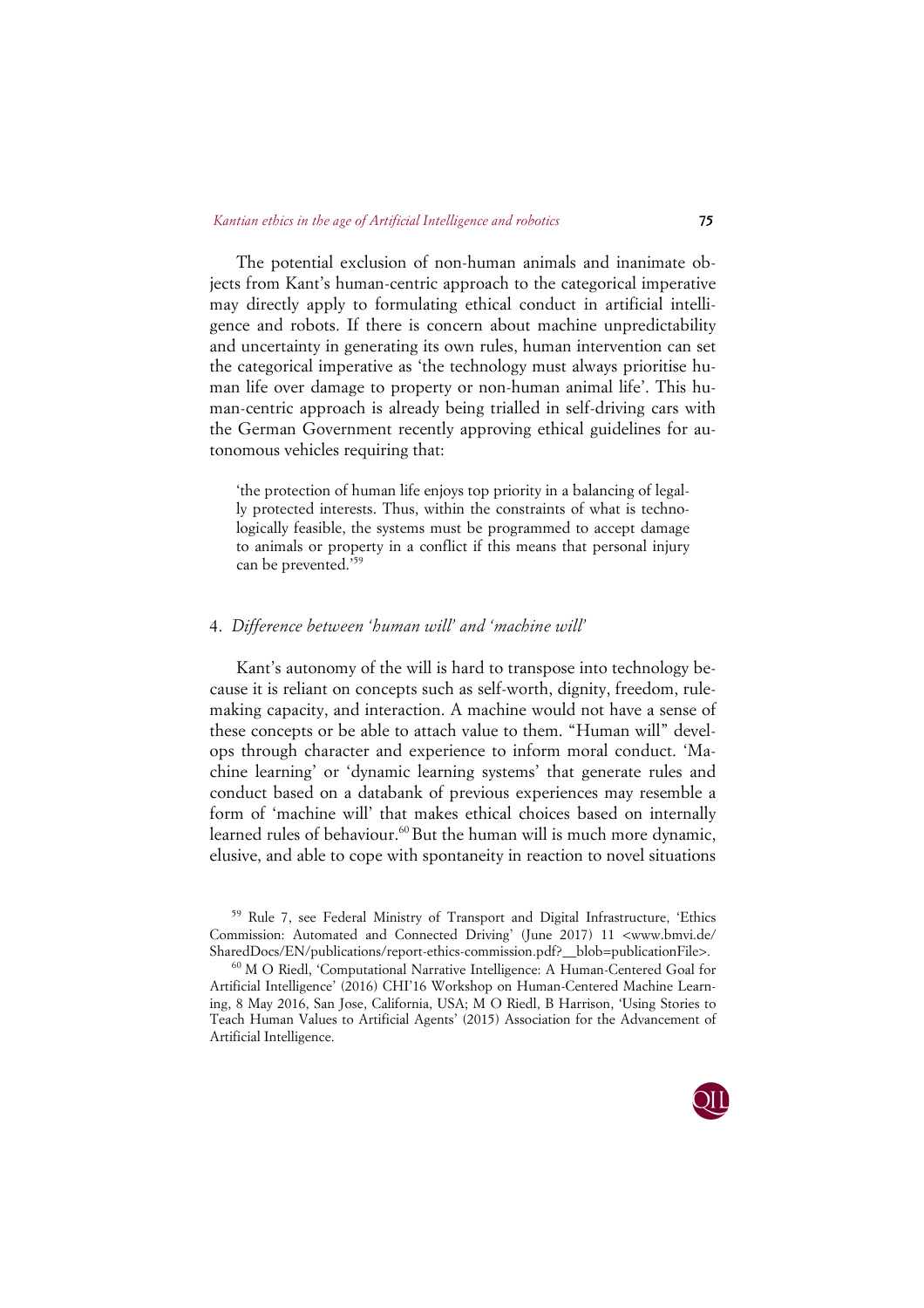The potential exclusion of non-human animals and inanimate objects from Kant's human-centric approach to the categorical imperative may directly apply to formulating ethical conduct in artificial intelligence and robots. If there is concern about machine unpredictability and uncertainty in generating its own rules, human intervention can set the categorical imperative as 'the technology must always prioritise human life over damage to property or non-human animal life'. This human-centric approach is already being trialled in self-driving cars with the German Government recently approving ethical guidelines for autonomous vehicles requiring that:

> 'the protection of human life enjoys top priority in a balancing of legally protected interests. Thus, within the constraints of what is technologically feasible, the systems must be programmed to accept damage to animals or property in a conflict if this means that personal injury can be prevented.'[59]

### 4. *Difference between 'human will' and 'machine will'*

Kant's autonomy of the will is hard to transpose into technology because it is reliant on concepts such as self-worth, dignity, freedom, rule-making capacity, and interaction. A machine would not have a sense of these concepts or be able to attach value to them. "Human will" develops through character and experience to inform moral conduct. 'Machine learning' or 'dynamic learning systems' that generate rules and conduct based on a databank of previous experiences may resemble a form of 'machine will' that makes ethical choices based on internally learned rules of behaviour.[60] But the human will is much more dynamic, elusive, and able to cope with spontaneity in reaction to novel situations

---

[59] Rule 7, see Federal Ministry of Transport and Digital Infrastructure, 'Ethics Commission: Automated and Connected Driving' (June 2017) 11 <www.bmvi.de/SharedDocs/EN/publications/report-ethics-commission.pdf?__blob=publicationFile>.

[60] M O Riedl, 'Computational Narrative Intelligence: A Human-Centered Goal for Artificial Intelligence' (2016) CHI'16 Workshop on Human-Centered Machine Learning, 8 May 2016, San Jose, California, USA; M O Riedl, B Harrison, 'Using Stories to Teach Human Values to Artificial Agents' (2015) Association for the Advancement of Artificial Intelligence.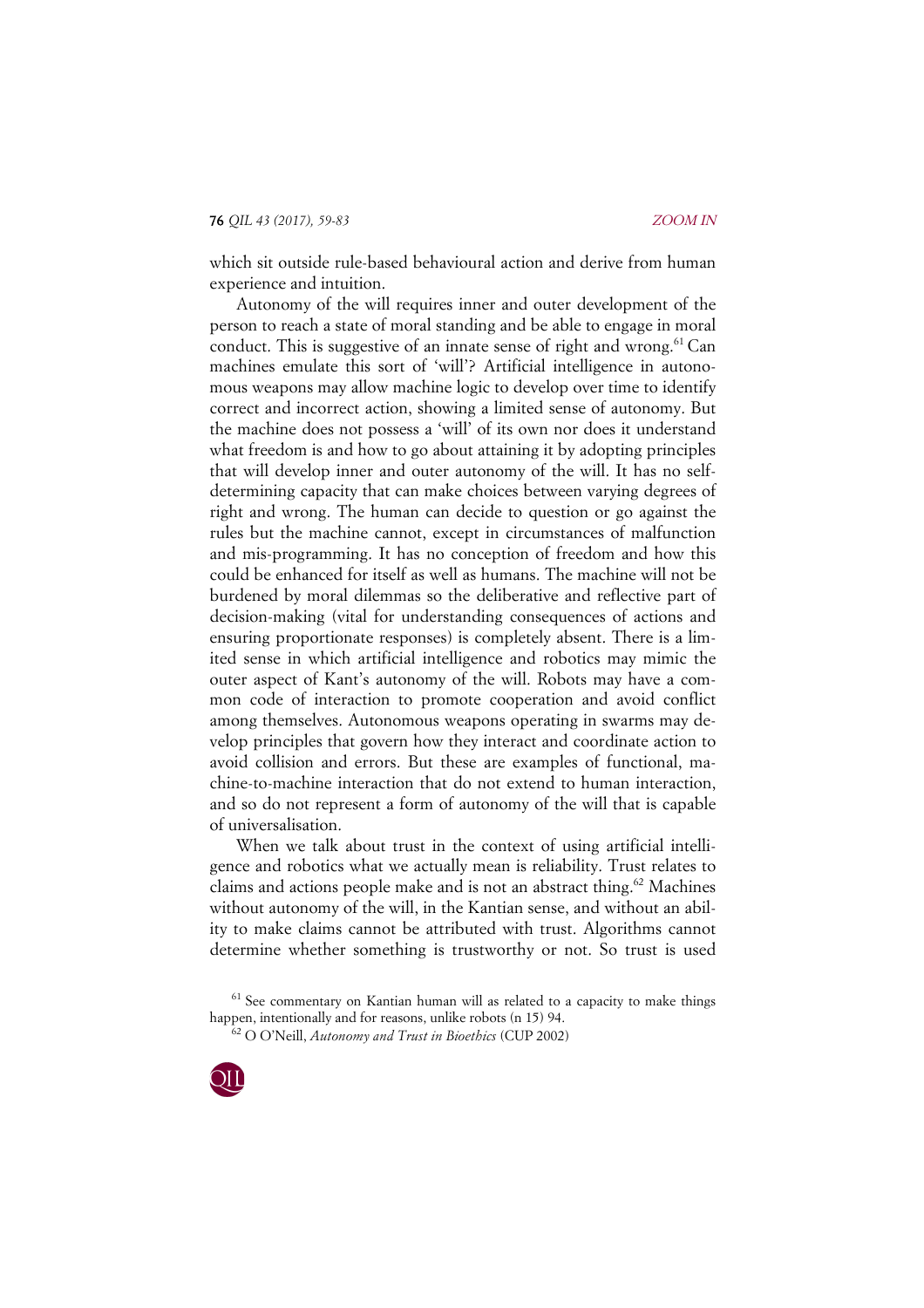which sit outside rule-based behavioural action and derive from human experience and intuition.

Autonomy of the will requires inner and outer development of the person to reach a state of moral standing and be able to engage in moral conduct. This is suggestive of an innate sense of right and wrong.[61] Can machines emulate this sort of 'will'? Artificial intelligence in autonomous weapons may allow machine logic to develop over time to identify correct and incorrect action, showing a limited sense of autonomy. But the machine does not possess a 'will' of its own nor does it understand what freedom is and how to go about attaining it by adopting principles that will develop inner and outer autonomy of the will. It has no self-determining capacity that can make choices between varying degrees of right and wrong. The human can decide to question or go against the rules but the machine cannot, except in circumstances of malfunction and mis-programming. It has no conception of freedom and how this could be enhanced for itself as well as humans. The machine will not be burdened by moral dilemmas so the deliberative and reflective part of decision-making (vital for understanding consequences of actions and ensuring proportionate responses) is completely absent. There is a limited sense in which artificial intelligence and robotics may mimic the outer aspect of Kant's autonomy of the will. Robots may have a common code of interaction to promote cooperation and avoid conflict among themselves. Autonomous weapons operating in swarms may develop principles that govern how they interact and coordinate action to avoid collision and errors. But these are examples of functional, machine-to-machine interaction that do not extend to human interaction, and so do not represent a form of autonomy of the will that is capable of universalisation.

When we talk about trust in the context of using artificial intelligence and robotics what we actually mean is reliability. Trust relates to claims and actions people make and is not an abstract thing.[62] Machines without autonomy of the will, in the Kantian sense, and without an ability to make claims cannot be attributed with trust. Algorithms cannot determine whether something is trustworthy or not. So trust is used

[61] See commentary on Kantian human will as related to a capacity to make things happen, intentionally and for reasons, unlike robots (n 15) 94.

[62] O O'Neill, *Autonomy and Trust in Bioethics* (CUP 2002)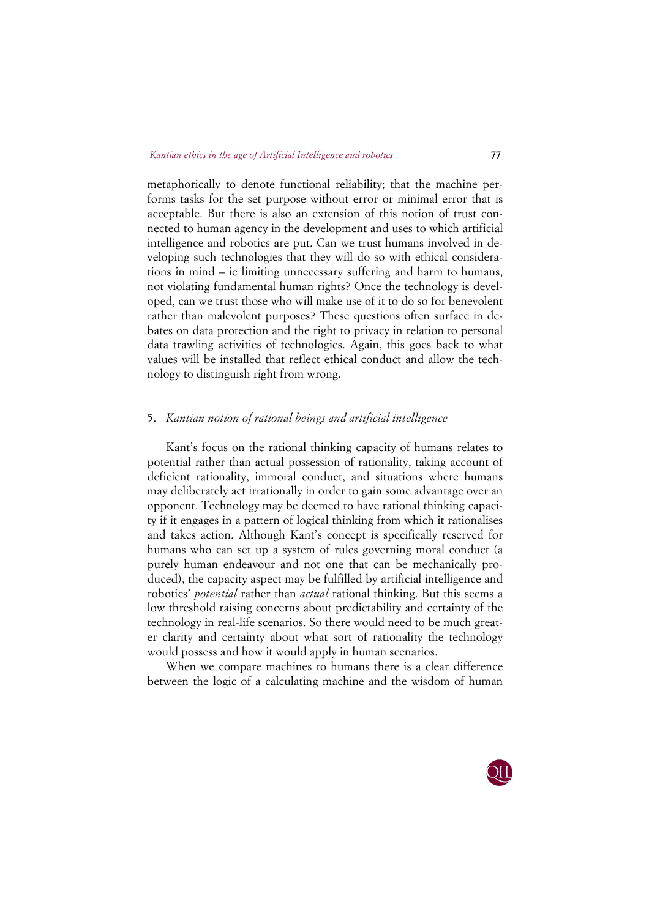metaphorically to denote functional reliability; that the machine performs tasks for the set purpose without error or minimal error that is acceptable. But there is also an extension of this notion of trust connected to human agency in the development and uses to which artificial intelligence and robotics are put. Can we trust humans involved in developing such technologies that they will do so with ethical considerations in mind – ie limiting unnecessary suffering and harm to humans, not violating fundamental human rights? Once the technology is developed, can we trust those who will make use of it to do so for benevolent rather than malevolent purposes? These questions often surface in debates on data protection and the right to privacy in relation to personal data trawling activities of technologies. Again, this goes back to what values will be installed that reflect ethical conduct and allow the technology to distinguish right from wrong.

## 5. *Kantian notion of rational beings and artificial intelligence*

Kant's focus on the rational thinking capacity of humans relates to potential rather than actual possession of rationality, taking account of deficient rationality, immoral conduct, and situations where humans may deliberately act irrationally in order to gain some advantage over an opponent. Technology may be deemed to have rational thinking capacity if it engages in a pattern of logical thinking from which it rationalises and takes action. Although Kant's concept is specifically reserved for humans who can set up a system of rules governing moral conduct (a purely human endeavour and not one that can be mechanically produced), the capacity aspect may be fulfilled by artificial intelligence and robotics' *potential* rather than *actual* rational thinking. But this seems a low threshold raising concerns about predictability and certainty of the technology in real-life scenarios. So there would need to be much greater clarity and certainty about what sort of rationality the technology would possess and how it would apply in human scenarios.

When we compare machines to humans there is a clear difference between the logic of a calculating machine and the wisdom of human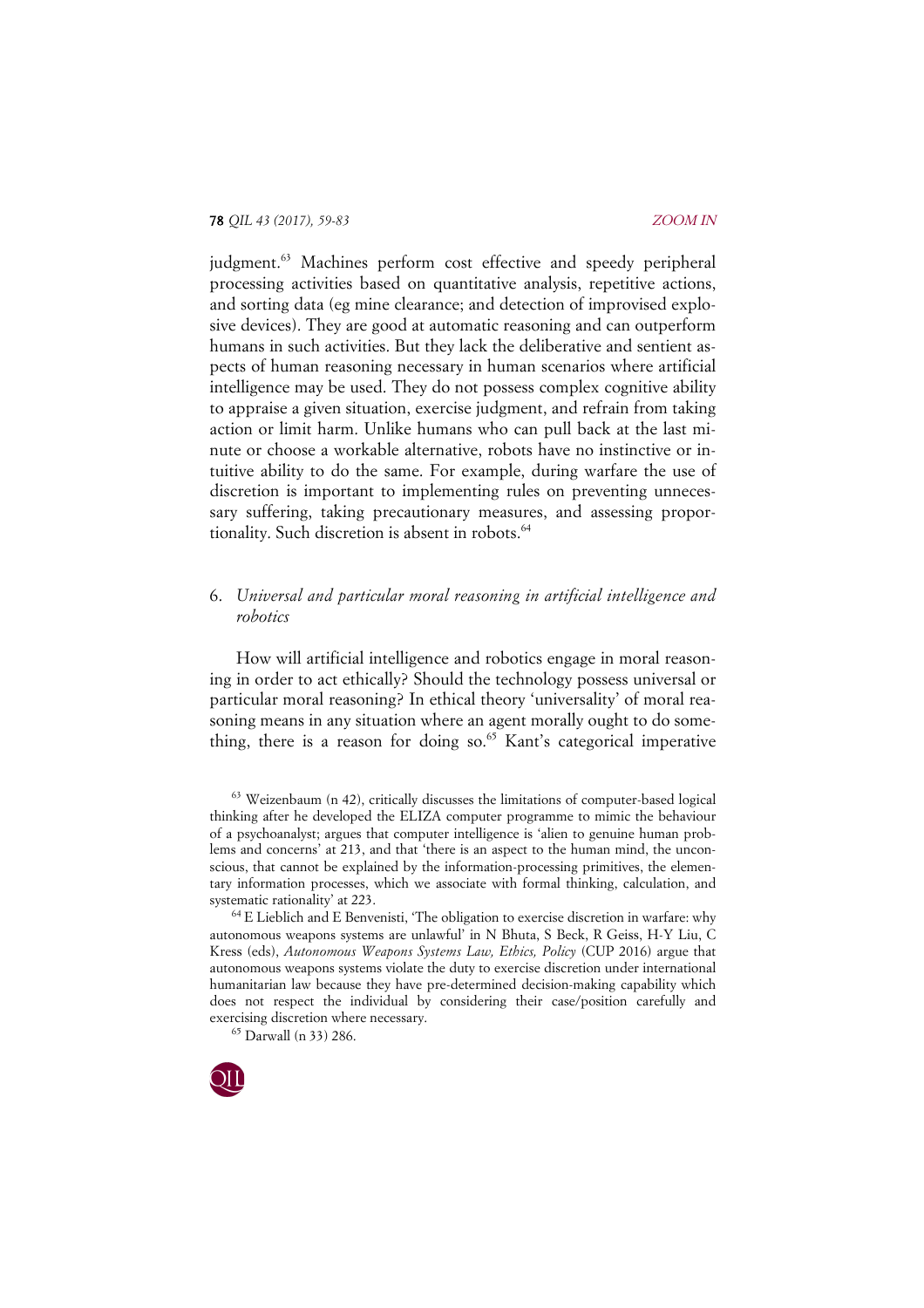judgment.[63] Machines perform cost effective and speedy peripheral processing activities based on quantitative analysis, repetitive actions, and sorting data (eg mine clearance; and detection of improvised explosive devices). They are good at automatic reasoning and can outperform humans in such activities. But they lack the deliberative and sentient aspects of human reasoning necessary in human scenarios where artificial intelligence may be used. They do not possess complex cognitive ability to appraise a given situation, exercise judgment, and refrain from taking action or limit harm. Unlike humans who can pull back at the last minute or choose a workable alternative, robots have no instinctive or intuitive ability to do the same. For example, during warfare the use of discretion is important to implementing rules on preventing unnecessary suffering, taking precautionary measures, and assessing proportionality. Such discretion is absent in robots.[64]

## 6. *Universal and particular moral reasoning in artificial intelligence and robotics*

How will artificial intelligence and robotics engage in moral reasoning in order to act ethically? Should the technology possess universal or particular moral reasoning? In ethical theory 'universality' of moral reasoning means in any situation where an agent morally ought to do something, there is a reason for doing so.[65] Kant's categorical imperative

---

[63] Weizenbaum (n 42), critically discusses the limitations of computer-based logical thinking after he developed the ELIZA computer programme to mimic the behaviour of a psychoanalyst; argues that computer intelligence is 'alien to genuine human problems and concerns' at 213, and that 'there is an aspect to the human mind, the unconscious, that cannot be explained by the information-processing primitives, the elementary information processes, which we associate with formal thinking, calculation, and systematic rationality' at 223.

[64] E Lieblich and E Benvenisti, 'The obligation to exercise discretion in warfare: why autonomous weapons systems are unlawful' in N Bhuta, S Beck, R Geiss, H-Y Liu, C Kress (eds), *Autonomous Weapons Systems Law, Ethics, Policy* (CUP 2016) argue that autonomous weapons systems violate the duty to exercise discretion under international humanitarian law because they have pre-determined decision-making capability which does not respect the individual by considering their case/position carefully and exercising discretion where necessary.

[65] Darwall (n 33) 286.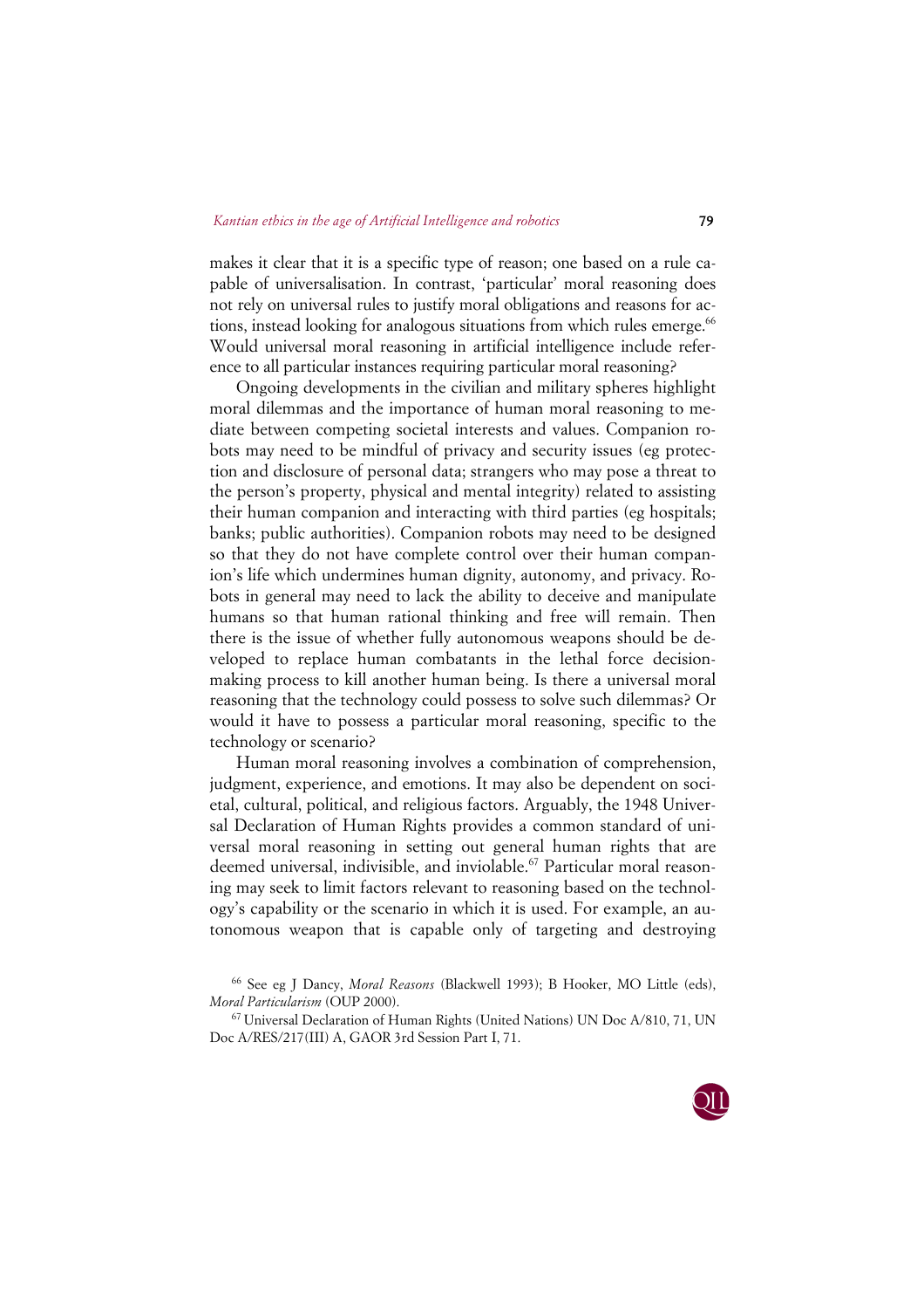makes it clear that it is a specific type of reason; one based on a rule capable of universalisation. In contrast, 'particular' moral reasoning does not rely on universal rules to justify moral obligations and reasons for actions, instead looking for analogous situations from which rules emerge.[66] Would universal moral reasoning in artificial intelligence include reference to all particular instances requiring particular moral reasoning?

Ongoing developments in the civilian and military spheres highlight moral dilemmas and the importance of human moral reasoning to mediate between competing societal interests and values. Companion robots may need to be mindful of privacy and security issues (eg protection and disclosure of personal data; strangers who may pose a threat to the person's property, physical and mental integrity) related to assisting their human companion and interacting with third parties (eg hospitals; banks; public authorities). Companion robots may need to be designed so that they do not have complete control over their human companion's life which undermines human dignity, autonomy, and privacy. Robots in general may need to lack the ability to deceive and manipulate humans so that human rational thinking and free will remain. Then there is the issue of whether fully autonomous weapons should be developed to replace human combatants in the lethal force decision-making process to kill another human being. Is there a universal moral reasoning that the technology could possess to solve such dilemmas? Or would it have to possess a particular moral reasoning, specific to the technology or scenario?

Human moral reasoning involves a combination of comprehension, judgment, experience, and emotions. It may also be dependent on societal, cultural, political, and religious factors. Arguably, the 1948 Universal Declaration of Human Rights provides a common standard of universal moral reasoning in setting out general human rights that are deemed universal, indivisible, and inviolable.[67] Particular moral reasoning may seek to limit factors relevant to reasoning based on the technology's capability or the scenario in which it is used. For example, an autonomous weapon that is capable only of targeting and destroying

[66] See eg J Dancy, *Moral Reasons* (Blackwell 1993); B Hooker, MO Little (eds), *Moral Particularism* (OUP 2000).

[67] Universal Declaration of Human Rights (United Nations) UN Doc A/810, 71, UN Doc A/RES/217(III) A, GAOR 3rd Session Part I, 71.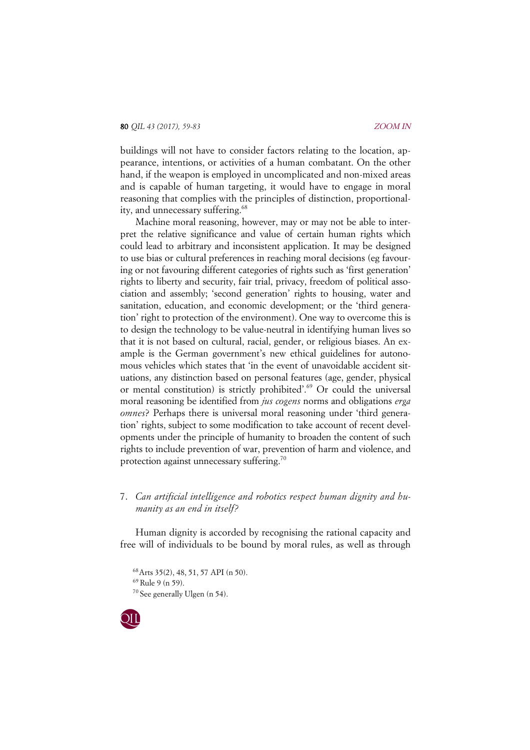buildings will not have to consider factors relating to the location, appearance, intentions, or activities of a human combatant. On the other hand, if the weapon is employed in uncomplicated and non-mixed areas and is capable of human targeting, it would have to engage in moral reasoning that complies with the principles of distinction, proportionality, and unnecessary suffering.[68]

Machine moral reasoning, however, may or may not be able to interpret the relative significance and value of certain human rights which could lead to arbitrary and inconsistent application. It may be designed to use bias or cultural preferences in reaching moral decisions (eg favouring or not favouring different categories of rights such as 'first generation' rights to liberty and security, fair trial, privacy, freedom of political association and assembly; 'second generation' rights to housing, water and sanitation, education, and economic development; or the 'third generation' right to protection of the environment). One way to overcome this is to design the technology to be value-neutral in identifying human lives so that it is not based on cultural, racial, gender, or religious biases. An example is the German government's new ethical guidelines for autonomous vehicles which states that 'in the event of unavoidable accident situations, any distinction based on personal features (age, gender, physical or mental constitution) is strictly prohibited'.[69] Or could the universal moral reasoning be identified from *jus cogens* norms and obligations *erga omnes*? Perhaps there is universal moral reasoning under 'third generation' rights, subject to some modification to take account of recent developments under the principle of humanity to broaden the content of such rights to include prevention of war, prevention of harm and violence, and protection against unnecessary suffering.[70]

## 7. *Can artificial intelligence and robotics respect human dignity and humanity as an end in itself?*

Human dignity is accorded by recognising the rational capacity and free will of individuals to be bound by moral rules, as well as through

[68] Arts 35(2), 48, 51, 57 API (n 50).

[69] Rule 9 (n 59).

[70] See generally Ulgen (n 54).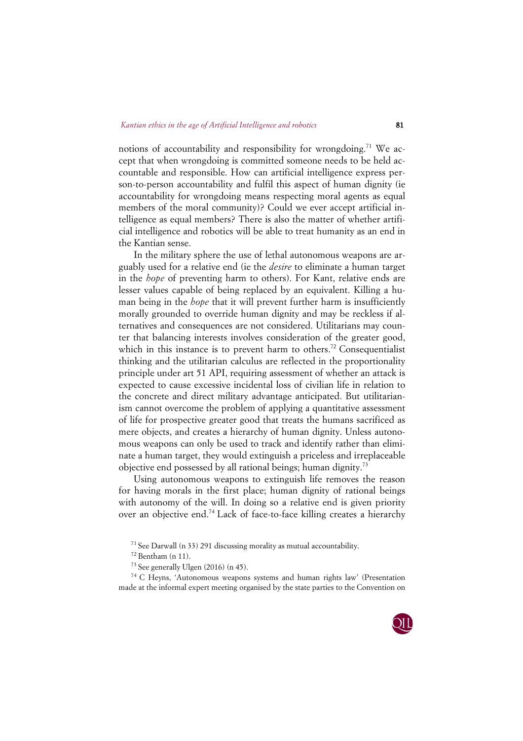notions of accountability and responsibility for wrongdoing.[71] We accept that when wrongdoing is committed someone needs to be held accountable and responsible. How can artificial intelligence express person-to-person accountability and fulfil this aspect of human dignity (ie accountability for wrongdoing means respecting moral agents as equal members of the moral community)? Could we ever accept artificial intelligence as equal members? There is also the matter of whether artificial intelligence and robotics will be able to treat humanity as an end in the Kantian sense.

In the military sphere the use of lethal autonomous weapons are arguably used for a relative end (ie the *desire* to eliminate a human target in the *hope* of preventing harm to others). For Kant, relative ends are lesser values capable of being replaced by an equivalent. Killing a human being in the *hope* that it will prevent further harm is insufficiently morally grounded to override human dignity and may be reckless if alternatives and consequences are not considered. Utilitarians may counter that balancing interests involves consideration of the greater good, which in this instance is to prevent harm to others.[72] Consequentialist thinking and the utilitarian calculus are reflected in the proportionality principle under art 51 API, requiring assessment of whether an attack is expected to cause excessive incidental loss of civilian life in relation to the concrete and direct military advantage anticipated. But utilitarianism cannot overcome the problem of applying a quantitative assessment of life for prospective greater good that treats the humans sacrificed as mere objects, and creates a hierarchy of human dignity. Unless autonomous weapons can only be used to track and identify rather than eliminate a human target, they would extinguish a priceless and irreplaceable objective end possessed by all rational beings; human dignity.[73]

Using autonomous weapons to extinguish life removes the reason for having morals in the first place; human dignity of rational beings with autonomy of the will. In doing so a relative end is given priority over an objective end.[74] Lack of face-to-face killing creates a hierarchy

[71] See Darwall (n 33) 291 discussing morality as mutual accountability.

[72] Bentham (n 11).

[73] See generally Ulgen (2016) (n 45).

[74] C Heyns, 'Autonomous weapons systems and human rights law' (Presentation made at the informal expert meeting organised by the state parties to the Convention on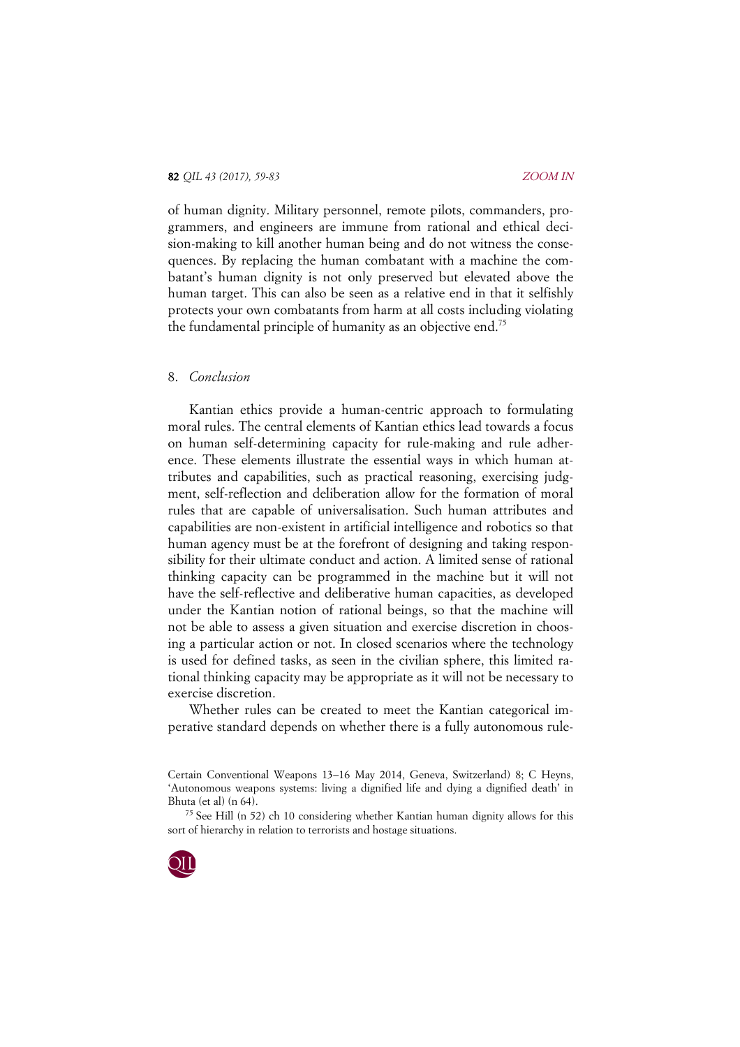of human dignity. Military personnel, remote pilots, commanders, programmers, and engineers are immune from rational and ethical decision-making to kill another human being and do not witness the consequences. By replacing the human combatant with a machine the combatant's human dignity is not only preserved but elevated above the human target. This can also be seen as a relative end in that it selfishly protects your own combatants from harm at all costs including violating the fundamental principle of humanity as an objective end.[75]

## 8. *Conclusion*

Kantian ethics provide a human-centric approach to formulating moral rules. The central elements of Kantian ethics lead towards a focus on human self-determining capacity for rule-making and rule adherence. These elements illustrate the essential ways in which human attributes and capabilities, such as practical reasoning, exercising judgment, self-reflection and deliberation allow for the formation of moral rules that are capable of universalisation. Such human attributes and capabilities are non-existent in artificial intelligence and robotics so that human agency must be at the forefront of designing and taking responsibility for their ultimate conduct and action. A limited sense of rational thinking capacity can be programmed in the machine but it will not have the self-reflective and deliberative human capacities, as developed under the Kantian notion of rational beings, so that the machine will not be able to assess a given situation and exercise discretion in choosing a particular action or not. In closed scenarios where the technology is used for defined tasks, as seen in the civilian sphere, this limited rational thinking capacity may be appropriate as it will not be necessary to exercise discretion.

Whether rules can be created to meet the Kantian categorical imperative standard depends on whether there is a fully autonomous rule-

---

Certain Conventional Weapons 13–16 May 2014, Geneva, Switzerland) 8; C Heyns, 'Autonomous weapons systems: living a dignified life and dying a dignified death' in Bhuta (et al) (n 64).

[75] See Hill (n 52) ch 10 considering whether Kantian human dignity allows for this sort of hierarchy in relation to terrorists and hostage situations.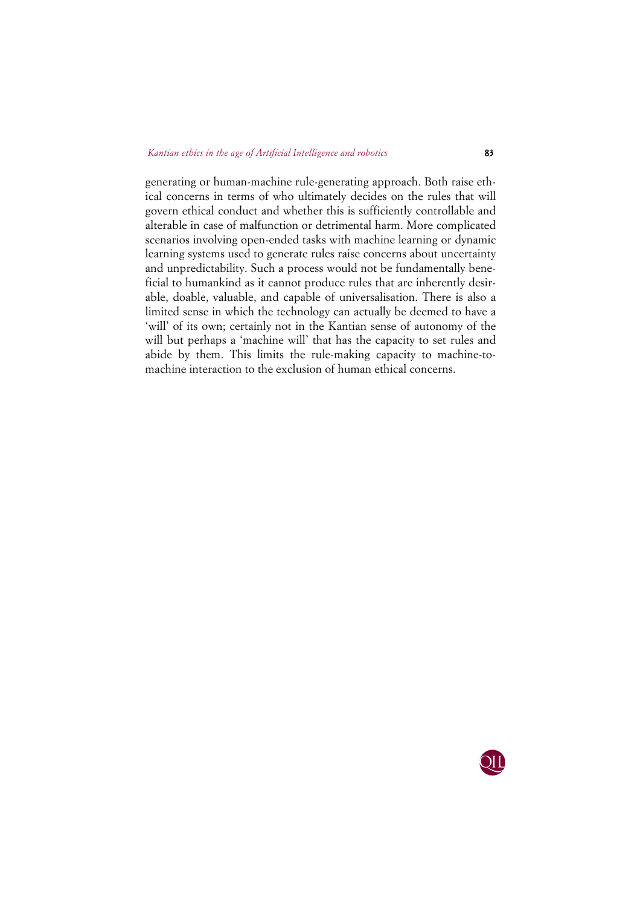generating or human-machine rule-generating approach. Both raise ethical concerns in terms of who ultimately decides on the rules that will govern ethical conduct and whether this is sufficiently controllable and alterable in case of malfunction or detrimental harm. More complicated scenarios involving open-ended tasks with machine learning or dynamic learning systems used to generate rules raise concerns about uncertainty and unpredictability. Such a process would not be fundamentally beneficial to humankind as it cannot produce rules that are inherently desirable, doable, valuable, and capable of universalisation. There is also a limited sense in which the technology can actually be deemed to have a 'will' of its own; certainly not in the Kantian sense of autonomy of the will but perhaps a 'machine will' that has the capacity to set rules and abide by them. This limits the rule-making capacity to machine-to-machine interaction to the exclusion of human ethical concerns.